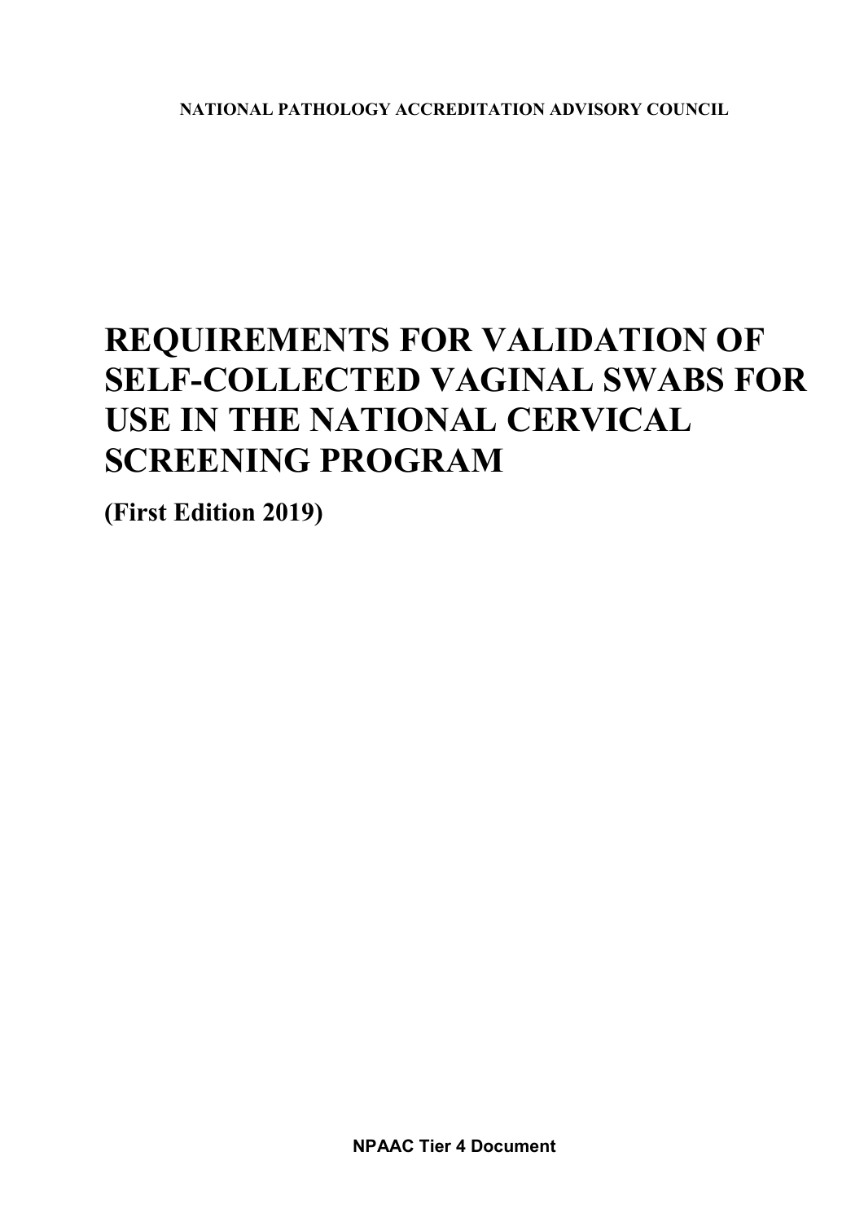**NATIONAL PATHOLOGY ACCREDITATION ADVISORY COUNCIL**

# REQUIREMENTS FOR VALIDATION OF SELF-COLLECTED VAGINAL SWABS FOR USE IN THE NATIONAL CERVICAL SCREENING PROGRAM

**(First Edition 2019)**

**NPAAC Tier 4 Document**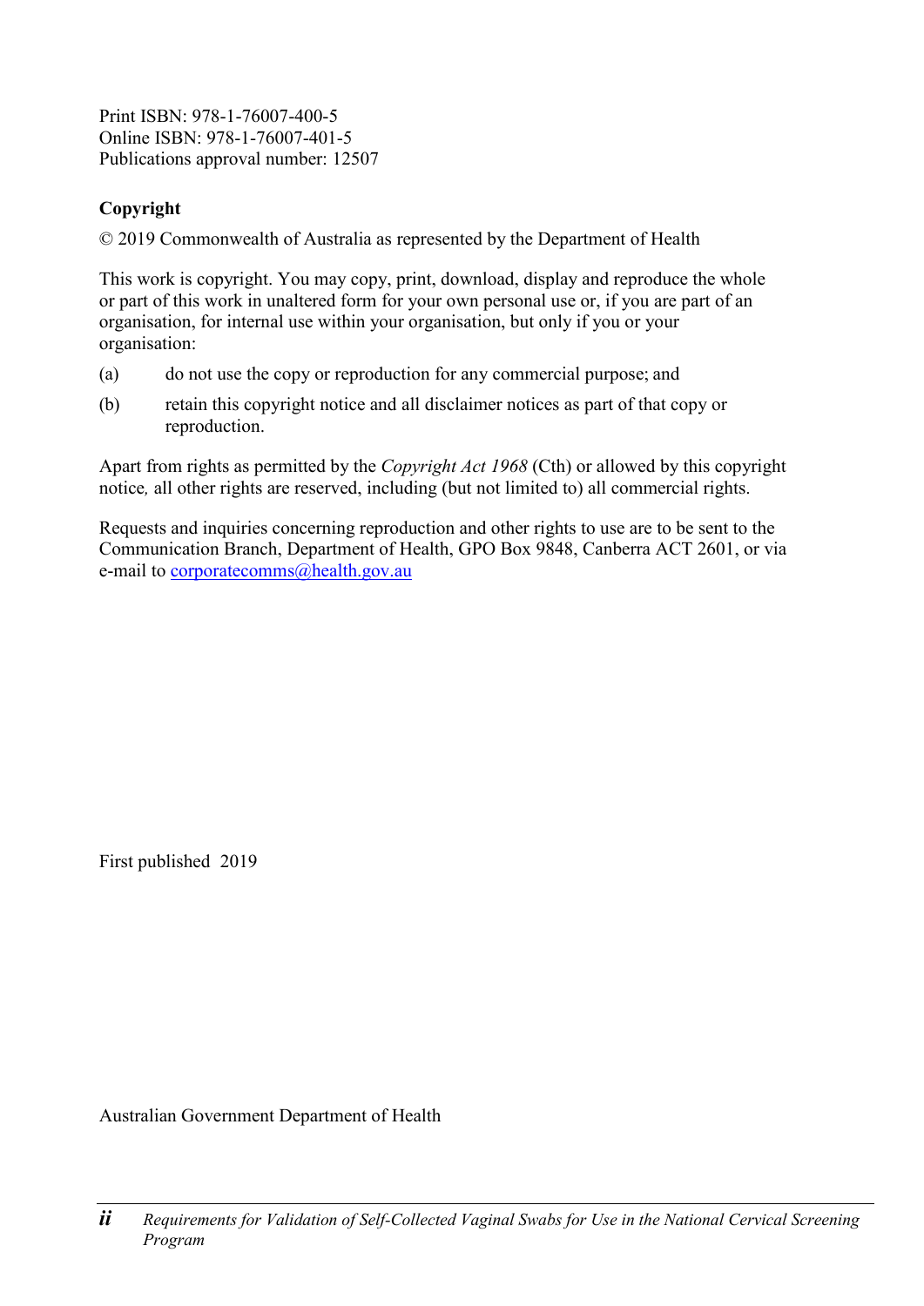Print ISBN: 978-1-76007-400-5
Online ISBN: 978-1-76007-401-5
Publications approval number: 12507

**Copyright**

© 2019 Commonwealth of Australia as represented by the Department of Health

This work is copyright. You may copy, print, download, display and reproduce the whole or part of this work in unaltered form for your own personal use or, if you are part of an organisation, for internal use within your organisation, but only if you or your organisation:

(a) do not use the copy or reproduction for any commercial purpose; and

(b) retain this copyright notice and all disclaimer notices as part of that copy or reproduction.

Apart from rights as permitted by the *Copyright Act 1968* (Cth) or allowed by this copyright notice*,* all other rights are reserved, including (but not limited to) all commercial rights.

Requests and inquiries concerning reproduction and other rights to use are to be sent to the Communication Branch, Department of Health, GPO Box 9848, Canberra ACT 2601, or via e-mail to corporatecomms@health.gov.au

First published 2019

Australian Government Department of Health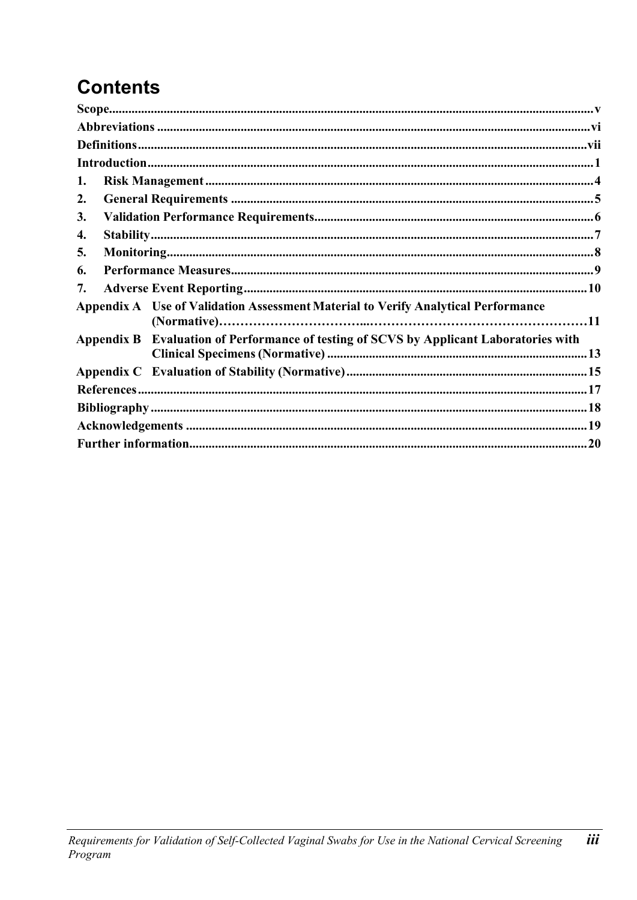# Contents

Scope ..... v

Abbreviations ..... vi

Definitions ..... vii

Introduction ..... 1

1. Risk Management ..... 4
2. General Requirements ..... 5
3. Validation Performance Requirements ..... 6
4. Stability ..... 7
5. Monitoring ..... 8
6. Performance Measures ..... 9
7. Adverse Event Reporting ..... 10

Appendix A Use of Validation Assessment Material to Verify Analytical Performance (Normative) ..... 11

Appendix B Evaluation of Performance of testing of SCVS by Applicant Laboratories with Clinical Specimens (Normative) ..... 13

Appendix C Evaluation of Stability (Normative) ..... 15

References ..... 17

Bibliography ..... 18

Acknowledgements ..... 19

Further information ..... 20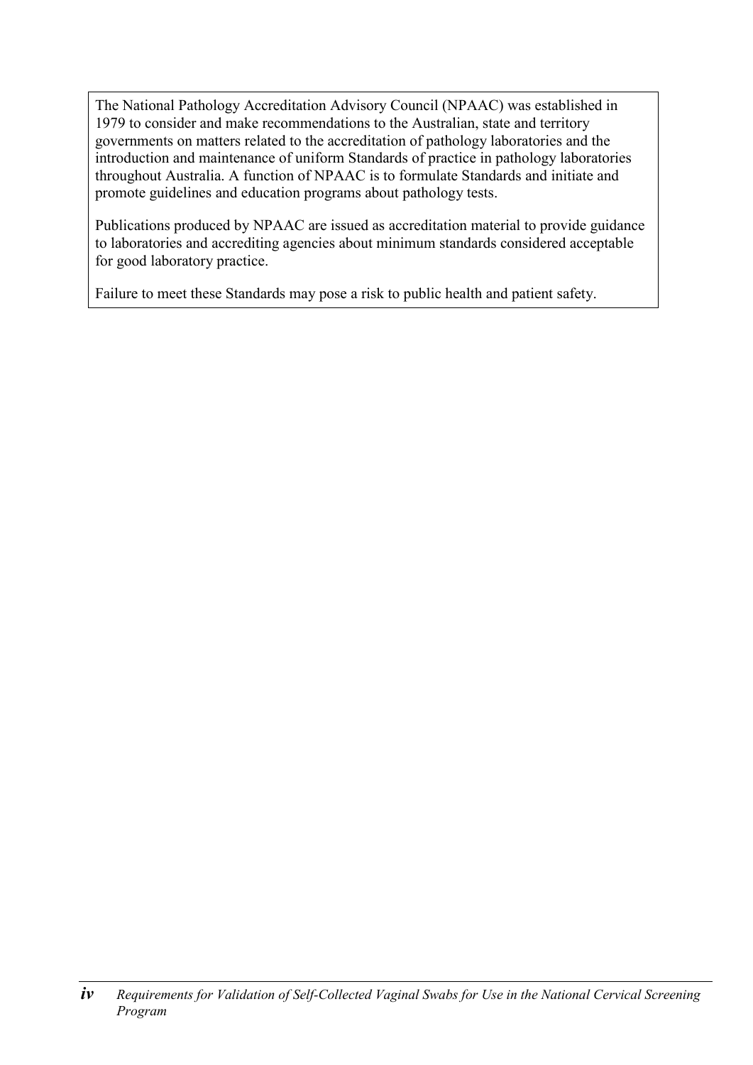The National Pathology Accreditation Advisory Council (NPAAC) was established in 1979 to consider and make recommendations to the Australian, state and territory governments on matters related to the accreditation of pathology laboratories and the introduction and maintenance of uniform Standards of practice in pathology laboratories throughout Australia. A function of NPAAC is to formulate Standards and initiate and promote guidelines and education programs about pathology tests.

Publications produced by NPAAC are issued as accreditation material to provide guidance to laboratories and accrediting agencies about minimum standards considered acceptable for good laboratory practice.

Failure to meet these Standards may pose a risk to public health and patient safety.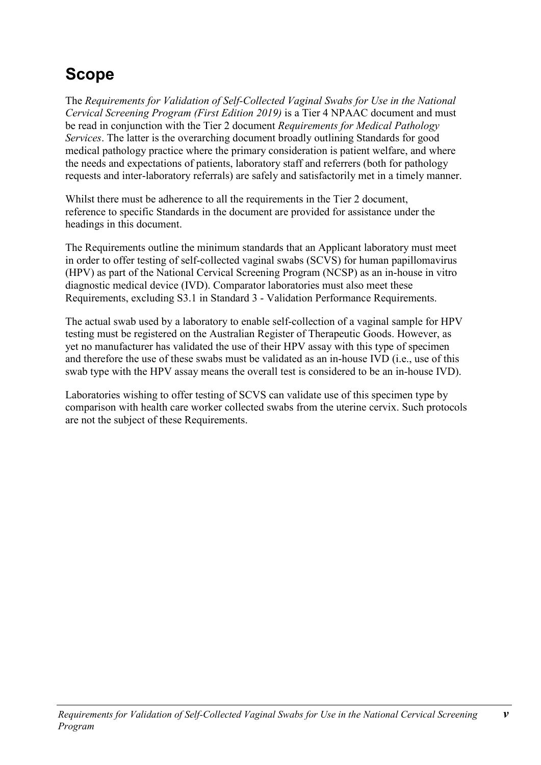# Scope

The *Requirements for Validation of Self-Collected Vaginal Swabs for Use in the National Cervical Screening Program (First Edition 2019)* is a Tier 4 NPAAC document and must be read in conjunction with the Tier 2 document *Requirements for Medical Pathology Services*. The latter is the overarching document broadly outlining Standards for good medical pathology practice where the primary consideration is patient welfare, and where the needs and expectations of patients, laboratory staff and referrers (both for pathology requests and inter-laboratory referrals) are safely and satisfactorily met in a timely manner.

Whilst there must be adherence to all the requirements in the Tier 2 document, reference to specific Standards in the document are provided for assistance under the headings in this document.

The Requirements outline the minimum standards that an Applicant laboratory must meet in order to offer testing of self-collected vaginal swabs (SCVS) for human papillomavirus (HPV) as part of the National Cervical Screening Program (NCSP) as an in-house in vitro diagnostic medical device (IVD). Comparator laboratories must also meet these Requirements, excluding S3.1 in Standard 3 - Validation Performance Requirements.

The actual swab used by a laboratory to enable self-collection of a vaginal sample for HPV testing must be registered on the Australian Register of Therapeutic Goods. However, as yet no manufacturer has validated the use of their HPV assay with this type of specimen and therefore the use of these swabs must be validated as an in-house IVD (i.e., use of this swab type with the HPV assay means the overall test is considered to be an in-house IVD).

Laboratories wishing to offer testing of SCVS can validate use of this specimen type by comparison with health care worker collected swabs from the uterine cervix. Such protocols are not the subject of these Requirements.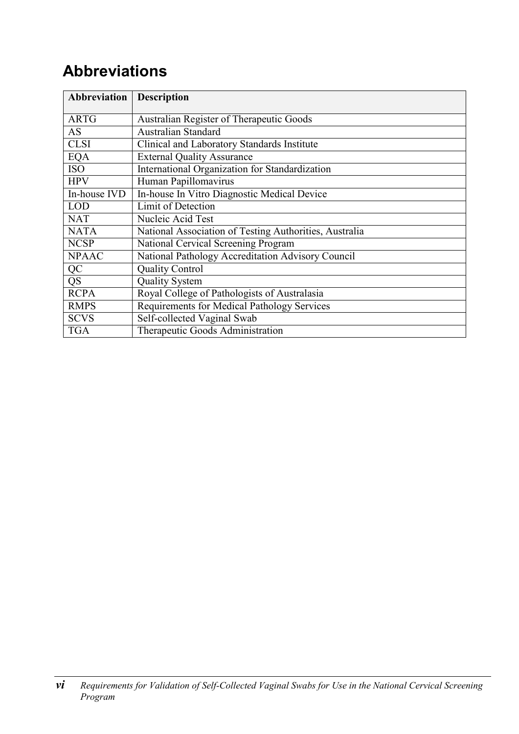# Abbreviations

| Abbreviation | Description |
|---|---|
| ARTG | Australian Register of Therapeutic Goods |
| AS | Australian Standard |
| CLSI | Clinical and Laboratory Standards Institute |
| EQA | External Quality Assurance |
| ISO | International Organization for Standardization |
| HPV | Human Papillomavirus |
| In-house IVD | In-house In Vitro Diagnostic Medical Device |
| LOD | Limit of Detection |
| NAT | Nucleic Acid Test |
| NATA | National Association of Testing Authorities, Australia |
| NCSP | National Cervical Screening Program |
| NPAAC | National Pathology Accreditation Advisory Council |
| QC | Quality Control |
| QS | Quality System |
| RCPA | Royal College of Pathologists of Australasia |
| RMPS | Requirements for Medical Pathology Services |
| SCVS | Self-collected Vaginal Swab |
| TGA | Therapeutic Goods Administration |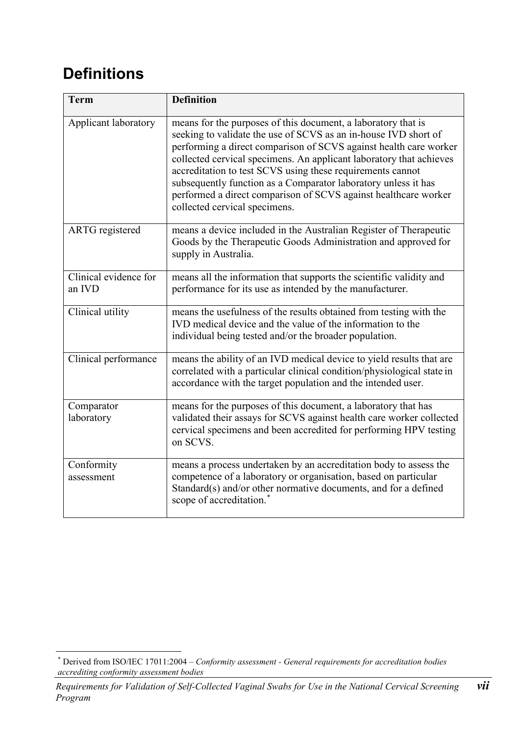# Definitions

| Term | Definition |
|---|---|
| Applicant laboratory | means for the purposes of this document, a laboratory that is seeking to validate the use of SCVS as an in-house IVD short of performing a direct comparison of SCVS against health care worker collected cervical specimens. An applicant laboratory that achieves accreditation to test SCVS using these requirements cannot subsequently function as a Comparator laboratory unless it has performed a direct comparison of SCVS against healthcare worker collected cervical specimens. |
| ARTG registered | means a device included in the Australian Register of Therapeutic Goods by the Therapeutic Goods Administration and approved for supply in Australia. |
| Clinical evidence for an IVD | means all the information that supports the scientific validity and performance for its use as intended by the manufacturer. |
| Clinical utility | means the usefulness of the results obtained from testing with the IVD medical device and the value of the information to the individual being tested and/or the broader population. |
| Clinical performance | means the ability of an IVD medical device to yield results that are correlated with a particular clinical condition/physiological state in accordance with the target population and the intended user. |
| Comparator laboratory | means for the purposes of this document, a laboratory that has validated their assays for SCVS against health care worker collected cervical specimens and been accredited for performing HPV testing on SCVS. |
| Conformity assessment | means a process undertaken by an accreditation body to assess the competence of a laboratory or organisation, based on particular Standard(s) and/or other normative documents, and for a defined scope of accreditation.[*] |

[*] Derived from ISO/IEC 17011:2004 – *Conformity assessment - General requirements for accreditation bodies accrediting conformity assessment bodies*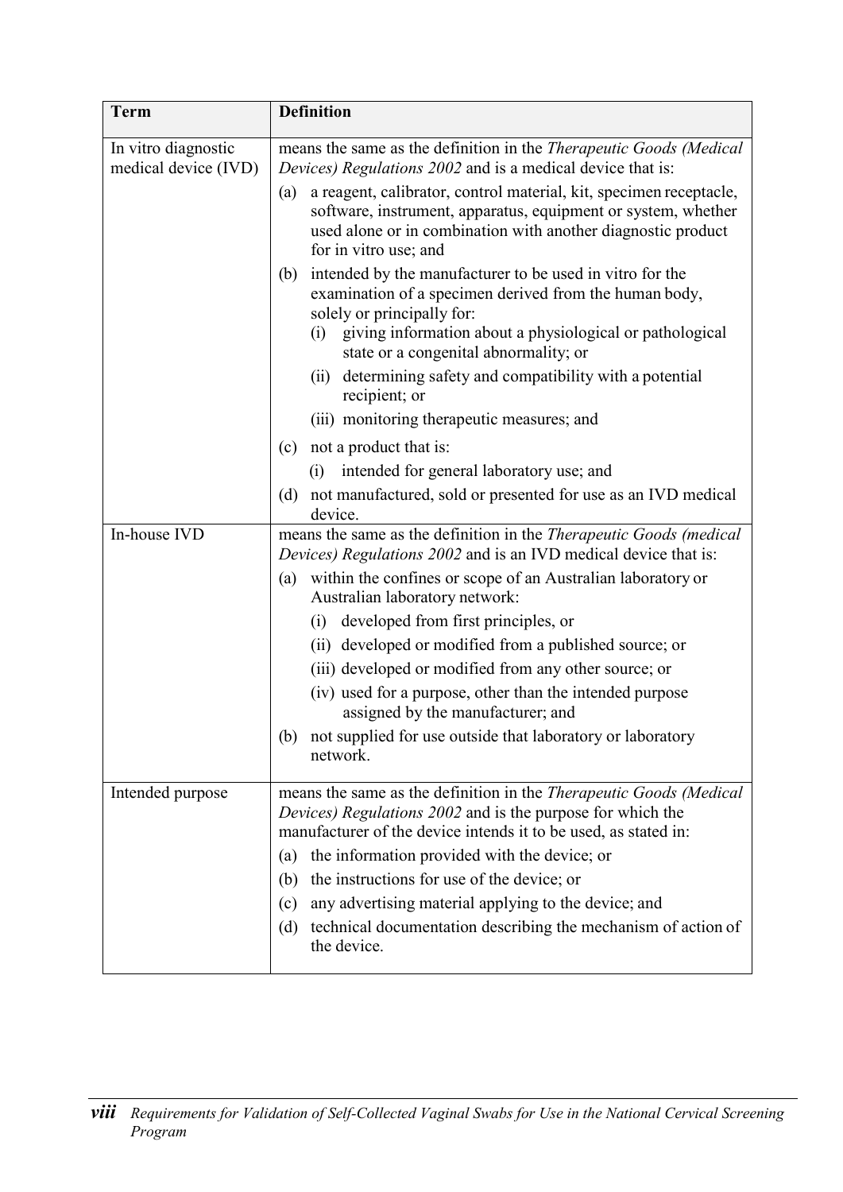| Term | Definition |
| --- | --- |
| In vitro diagnostic medical device (IVD) | means the same as the definition in the *Therapeutic Goods (Medical Devices) Regulations 2002* and is a medical device that is:<br>(a) a reagent, calibrator, control material, kit, specimen receptacle, software, instrument, apparatus, equipment or system, whether used alone or in combination with another diagnostic product for in vitro use; and<br>(b) intended by the manufacturer to be used in vitro for the examination of a specimen derived from the human body, solely or principally for:<br>(i) giving information about a physiological or pathological state or a congenital abnormality; or<br>(ii) determining safety and compatibility with a potential recipient; or<br>(iii) monitoring therapeutic measures; and<br>(c) not a product that is:<br>(i) intended for general laboratory use; and<br>(d) not manufactured, sold or presented for use as an IVD medical device. |
| In-house IVD | means the same as the definition in the *Therapeutic Goods (medical Devices) Regulations 2002* and is an IVD medical device that is:<br>(a) within the confines or scope of an Australian laboratory or Australian laboratory network:<br>(i) developed from first principles, or<br>(ii) developed or modified from a published source; or<br>(iii) developed or modified from any other source; or<br>(iv) used for a purpose, other than the intended purpose assigned by the manufacturer; and<br>(b) not supplied for use outside that laboratory or laboratory network. |
| Intended purpose | means the same as the definition in the *Therapeutic Goods (Medical Devices) Regulations 2002* and is the purpose for which the manufacturer of the device intends it to be used, as stated in:<br>(a) the information provided with the device; or<br>(b) the instructions for use of the device; or<br>(c) any advertising material applying to the device; and<br>(d) technical documentation describing the mechanism of action of the device. |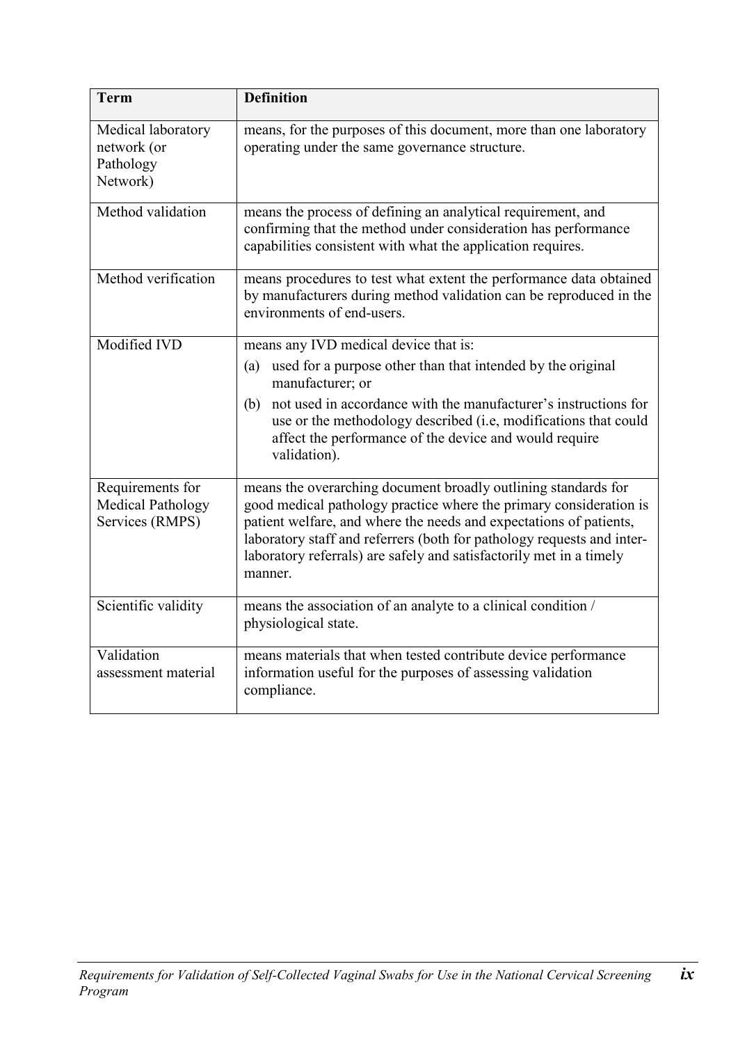| Term | Definition |
| --- | --- |
| Medical laboratory network (or Pathology Network) | means, for the purposes of this document, more than one laboratory operating under the same governance structure. |
| Method validation | means the process of defining an analytical requirement, and confirming that the method under consideration has performance capabilities consistent with what the application requires. |
| Method verification | means procedures to test what extent the performance data obtained by manufacturers during method validation can be reproduced in the environments of end-users. |
| Modified IVD | means any IVD medical device that is: (a) used for a purpose other than that intended by the original manufacturer; or (b) not used in accordance with the manufacturer's instructions for use or the methodology described (i.e, modifications that could affect the performance of the device and would require validation). |
| Requirements for Medical Pathology Services (RMPS) | means the overarching document broadly outlining standards for good medical pathology practice where the primary consideration is patient welfare, and where the needs and expectations of patients, laboratory staff and referrers (both for pathology requests and inter-laboratory referrals) are safely and satisfactorily met in a timely manner. |
| Scientific validity | means the association of an analyte to a clinical condition / physiological state. |
| Validation assessment material | means materials that when tested contribute device performance information useful for the purposes of assessing validation compliance. |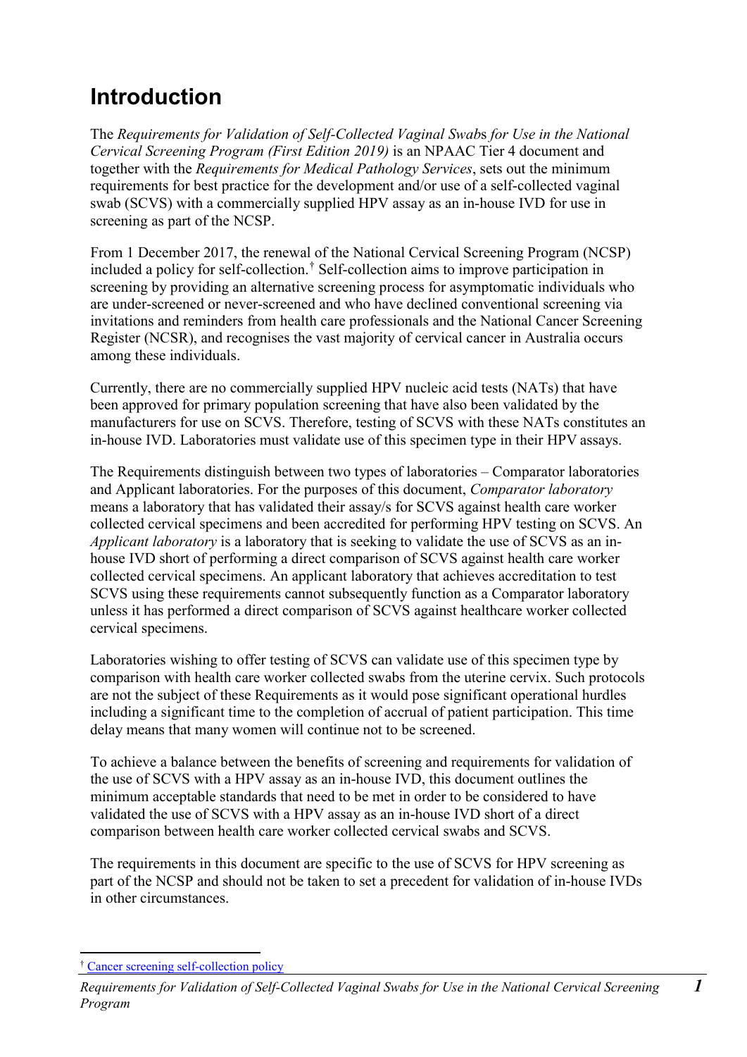# Introduction

The *Requirements for Validation of Self-Collected Vaginal Swabs for Use in the National Cervical Screening Program (First Edition 2019)* is an NPAAC Tier 4 document and together with the *Requirements for Medical Pathology Services*, sets out the minimum requirements for best practice for the development and/or use of a self-collected vaginal swab (SCVS) with a commercially supplied HPV assay as an in-house IVD for use in screening as part of the NCSP.

From 1 December 2017, the renewal of the National Cervical Screening Program (NCSP) included a policy for self-collection.[†] Self-collection aims to improve participation in screening by providing an alternative screening process for asymptomatic individuals who are under-screened or never-screened and who have declined conventional screening via invitations and reminders from health care professionals and the National Cancer Screening Register (NCSR), and recognises the vast majority of cervical cancer in Australia occurs among these individuals.

Currently, there are no commercially supplied HPV nucleic acid tests (NATs) that have been approved for primary population screening that have also been validated by the manufacturers for use on SCVS. Therefore, testing of SCVS with these NATs constitutes an in-house IVD. Laboratories must validate use of this specimen type in their HPV assays.

The Requirements distinguish between two types of laboratories – Comparator laboratories and Applicant laboratories. For the purposes of this document, *Comparator laboratory* means a laboratory that has validated their assay/s for SCVS against health care worker collected cervical specimens and been accredited for performing HPV testing on SCVS. An *Applicant laboratory* is a laboratory that is seeking to validate the use of SCVS as an in-house IVD short of performing a direct comparison of SCVS against health care worker collected cervical specimens. An applicant laboratory that achieves accreditation to test SCVS using these requirements cannot subsequently function as a Comparator laboratory unless it has performed a direct comparison of SCVS against healthcare worker collected cervical specimens.

Laboratories wishing to offer testing of SCVS can validate use of this specimen type by comparison with health care worker collected swabs from the uterine cervix. Such protocols are not the subject of these Requirements as it would pose significant operational hurdles including a significant time to the completion of accrual of patient participation. This time delay means that many women will continue not to be screened.

To achieve a balance between the benefits of screening and requirements for validation of the use of SCVS with a HPV assay as an in-house IVD, this document outlines the minimum acceptable standards that need to be met in order to be considered to have validated the use of SCVS with a HPV assay as an in-house IVD short of a direct comparison between health care worker collected cervical swabs and SCVS.

The requirements in this document are specific to the use of SCVS for HPV screening as part of the NCSP and should not be taken to set a precedent for validation of in-house IVDs in other circumstances.

[†] Cancer screening self-collection policy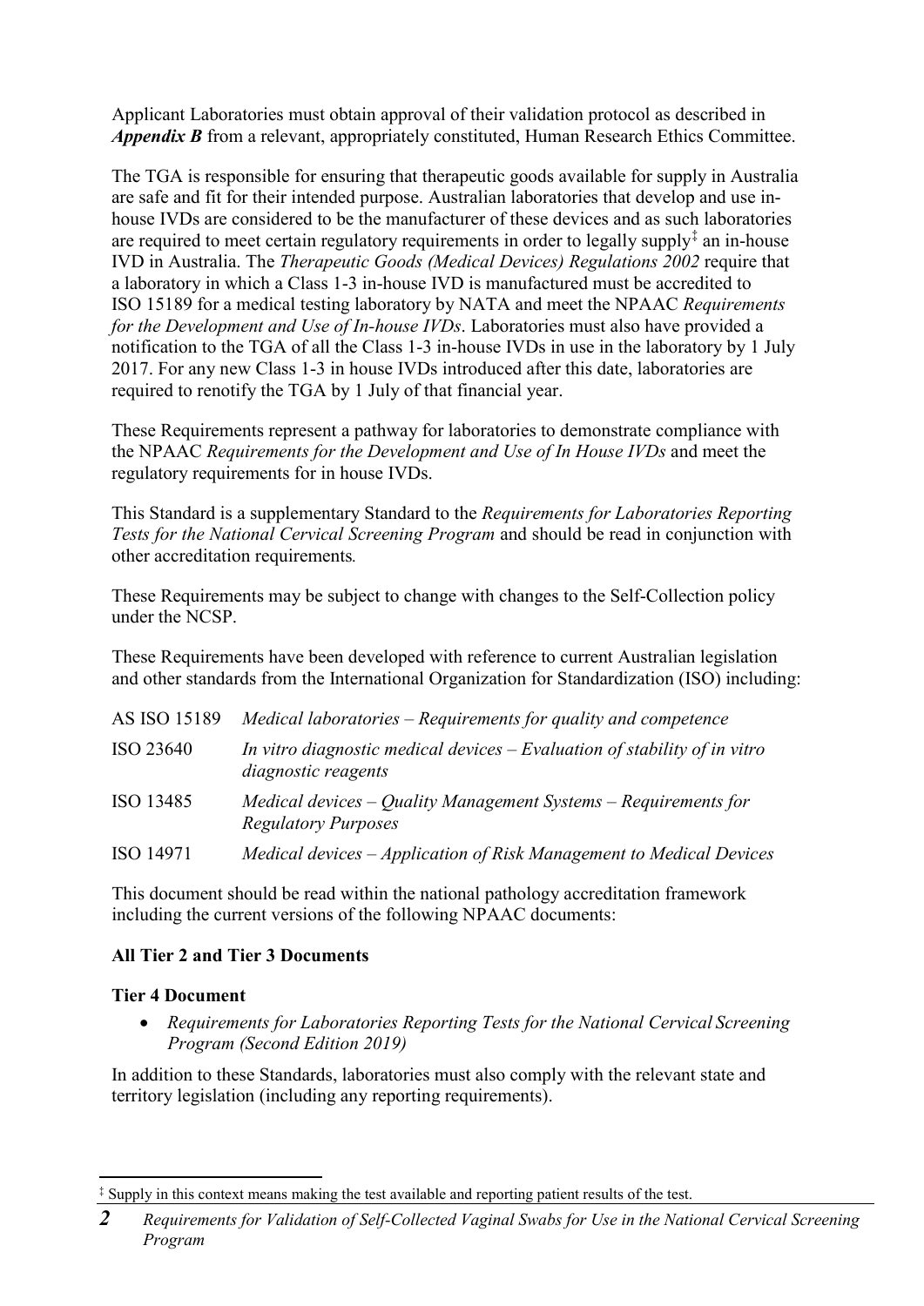Applicant Laboratories must obtain approval of their validation protocol as described in ***Appendix B*** from a relevant, appropriately constituted, Human Research Ethics Committee.

The TGA is responsible for ensuring that therapeutic goods available for supply in Australia are safe and fit for their intended purpose. Australian laboratories that develop and use in-house IVDs are considered to be the manufacturer of these devices and as such laboratories are required to meet certain regulatory requirements in order to legally supply[‡] an in-house IVD in Australia. The *Therapeutic Goods (Medical Devices) Regulations 2002* require that a laboratory in which a Class 1-3 in-house IVD is manufactured must be accredited to ISO 15189 for a medical testing laboratory by NATA and meet the NPAAC *Requirements for the Development and Use of In-house IVDs*. Laboratories must also have provided a notification to the TGA of all the Class 1-3 in-house IVDs in use in the laboratory by 1 July 2017. For any new Class 1-3 in house IVDs introduced after this date, laboratories are required to renotify the TGA by 1 July of that financial year.

These Requirements represent a pathway for laboratories to demonstrate compliance with the NPAAC *Requirements for the Development and Use of In House IVDs* and meet the regulatory requirements for in house IVDs.

This Standard is a supplementary Standard to the *Requirements for Laboratories Reporting Tests for the National Cervical Screening Program* and should be read in conjunction with other accreditation requirements*.*

These Requirements may be subject to change with changes to the Self-Collection policy under the NCSP.

These Requirements have been developed with reference to current Australian legislation and other standards from the International Organization for Standardization (ISO) including:

| | |
|---|---|
| AS ISO 15189 | *Medical laboratories – Requirements for quality and competence* |
| ISO 23640 | *In vitro diagnostic medical devices – Evaluation of stability of in vitro diagnostic reagents* |
| ISO 13485 | *Medical devices – Quality Management Systems – Requirements for Regulatory Purposes* |
| ISO 14971 | *Medical devices – Application of Risk Management to Medical Devices* |

This document should be read within the national pathology accreditation framework including the current versions of the following NPAAC documents:

**All Tier 2 and Tier 3 Documents**

**Tier 4 Document**

- *Requirements for Laboratories Reporting Tests for the National Cervical Screening Program (Second Edition 2019)*

In addition to these Standards, laboratories must also comply with the relevant state and territory legislation (including any reporting requirements).

[‡] Supply in this context means making the test available and reporting patient results of the test.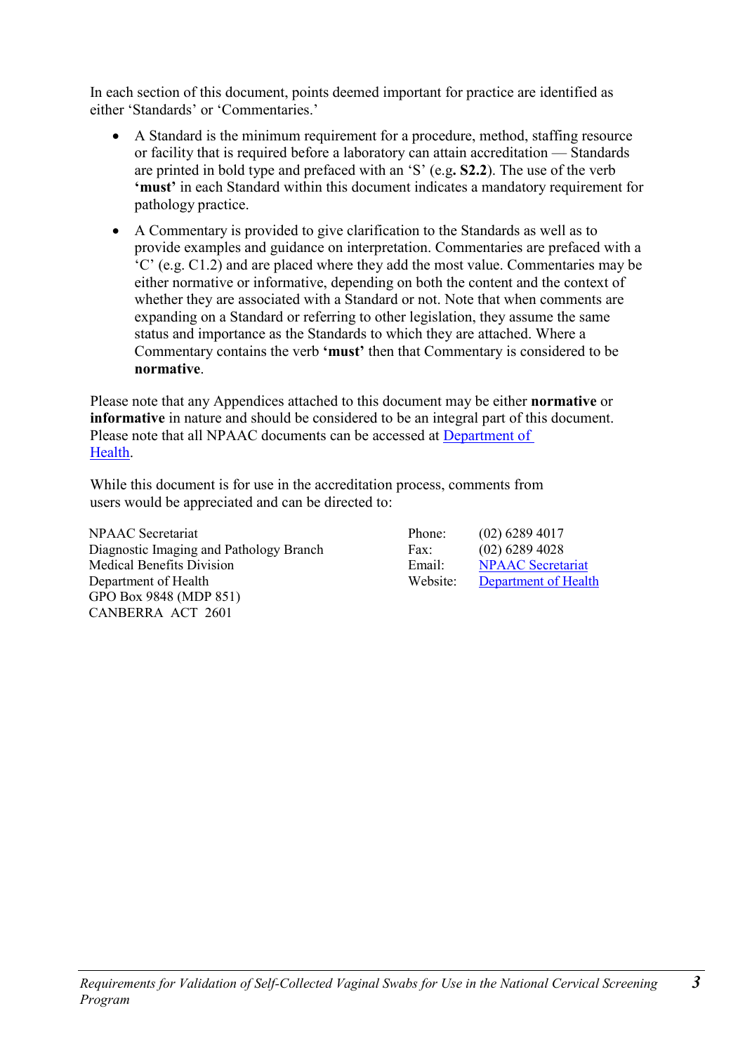In each section of this document, points deemed important for practice are identified as either 'Standards' or 'Commentaries.'

- A Standard is the minimum requirement for a procedure, method, staffing resource or facility that is required before a laboratory can attain accreditation — Standards are printed in bold type and prefaced with an 'S' (e.g**. S2.2**). The use of the verb **'must'** in each Standard within this document indicates a mandatory requirement for pathology practice.
- A Commentary is provided to give clarification to the Standards as well as to provide examples and guidance on interpretation. Commentaries are prefaced with a 'C' (e.g. C1.2) and are placed where they add the most value. Commentaries may be either normative or informative, depending on both the content and the context of whether they are associated with a Standard or not. Note that when comments are expanding on a Standard or referring to other legislation, they assume the same status and importance as the Standards to which they are attached. Where a Commentary contains the verb **'must'** then that Commentary is considered to be **normative**.

Please note that any Appendices attached to this document may be either **normative** or **informative** in nature and should be considered to be an integral part of this document. Please note that all NPAAC documents can be accessed at Department of Health.

While this document is for use in the accreditation process, comments from users would be appreciated and can be directed to:

NPAAC Secretariat
Diagnostic Imaging and Pathology Branch
Medical Benefits Division
Department of Health
GPO Box 9848 (MDP 851)
CANBERRA ACT 2601

| | |
|---|---|
| Phone: | (02) 6289 4017 |
| Fax: | (02) 6289 4028 |
| Email: | NPAAC Secretariat |
| Website: | Department of Health |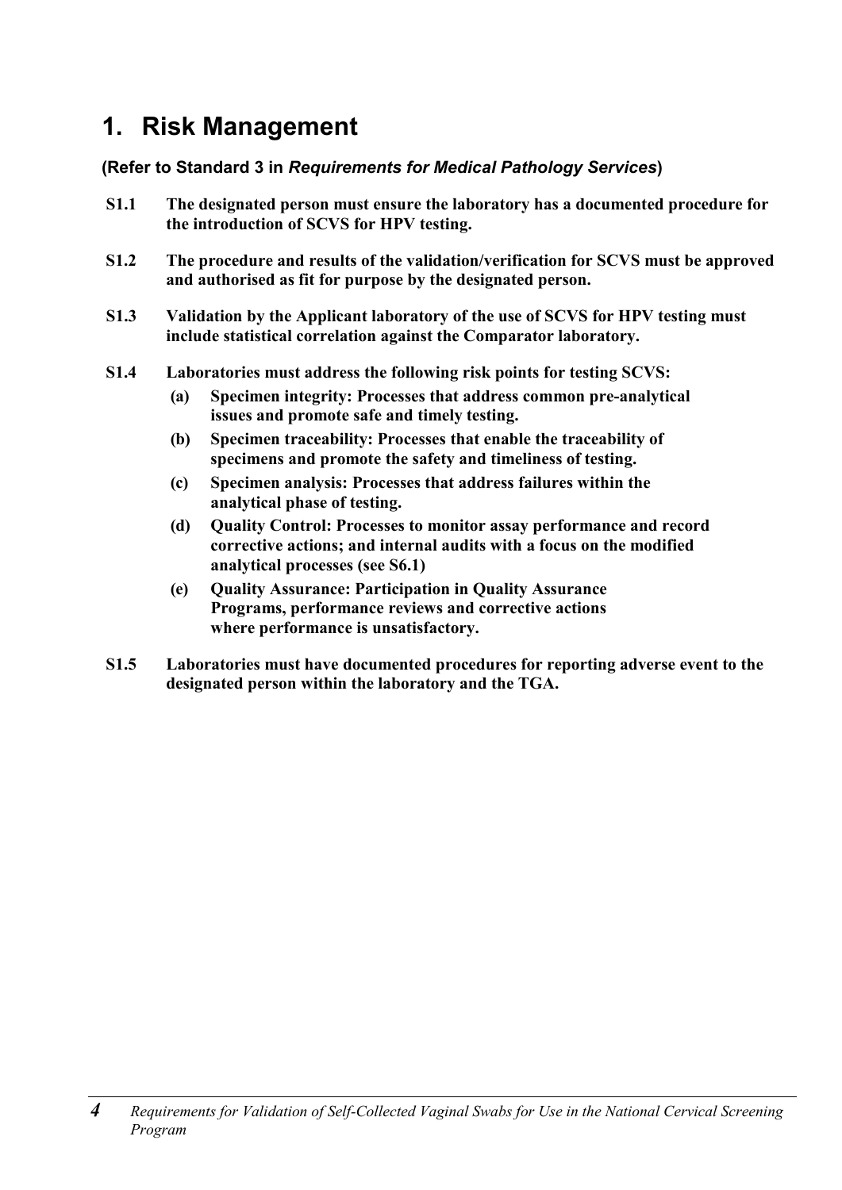# 1. Risk Management

**(Refer to Standard 3 in *Requirements for Medical Pathology Services*)**

**S1.1** **The designated person must ensure the laboratory has a documented procedure for the introduction of SCVS for HPV testing.**

**S1.2** **The procedure and results of the validation/verification for SCVS must be approved and authorised as fit for purpose by the designated person.**

**S1.3** **Validation by the Applicant laboratory of the use of SCVS for HPV testing must include statistical correlation against the Comparator laboratory.**

**S1.4** **Laboratories must address the following risk points for testing SCVS:**

- **(a)** **Specimen integrity: Processes that address common pre-analytical issues and promote safe and timely testing.**
- **(b)** **Specimen traceability: Processes that enable the traceability of specimens and promote the safety and timeliness of testing.**
- **(c)** **Specimen analysis: Processes that address failures within the analytical phase of testing.**
- **(d)** **Quality Control: Processes to monitor assay performance and record corrective actions; and internal audits with a focus on the modified analytical processes (see S6.1)**
- **(e)** **Quality Assurance: Participation in Quality Assurance Programs, performance reviews and corrective actions where performance is unsatisfactory.**

**S1.5** **Laboratories must have documented procedures for reporting adverse event to the designated person within the laboratory and the TGA.**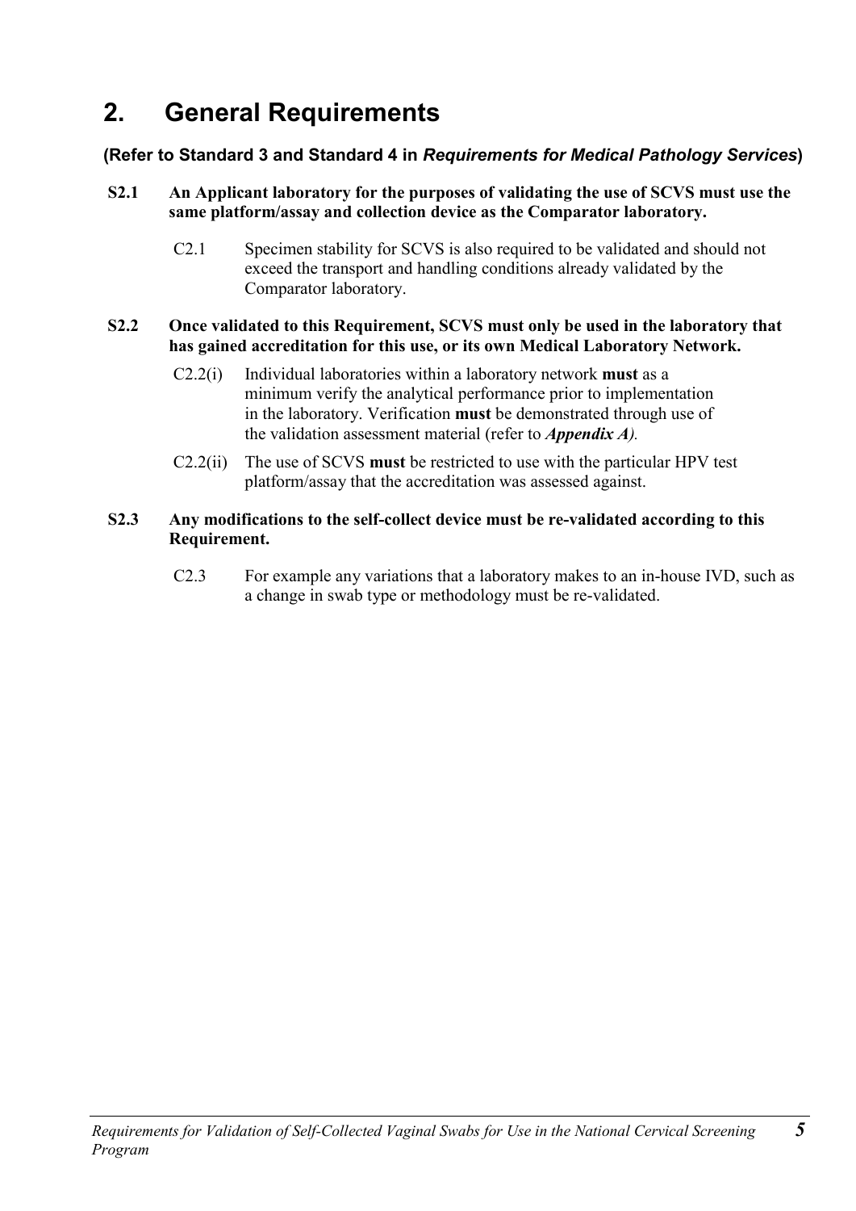# 2. General Requirements

**(Refer to Standard 3 and Standard 4 in *Requirements for Medical Pathology Services*)**

**S2.1 An Applicant laboratory for the purposes of validating the use of SCVS must use the same platform/assay and collection device as the Comparator laboratory.**

C2.1 Specimen stability for SCVS is also required to be validated and should not exceed the transport and handling conditions already validated by the Comparator laboratory.

**S2.2 Once validated to this Requirement, SCVS must only be used in the laboratory that has gained accreditation for this use, or its own Medical Laboratory Network.**

C2.2(i) Individual laboratories within a laboratory network **must** as a minimum verify the analytical performance prior to implementation in the laboratory. Verification **must** be demonstrated through use of the validation assessment material (refer to ***Appendix A***).

C2.2(ii) The use of SCVS **must** be restricted to use with the particular HPV test platform/assay that the accreditation was assessed against.

**S2.3 Any modifications to the self-collect device must be re-validated according to this Requirement.**

C2.3 For example any variations that a laboratory makes to an in-house IVD, such as a change in swab type or methodology must be re-validated.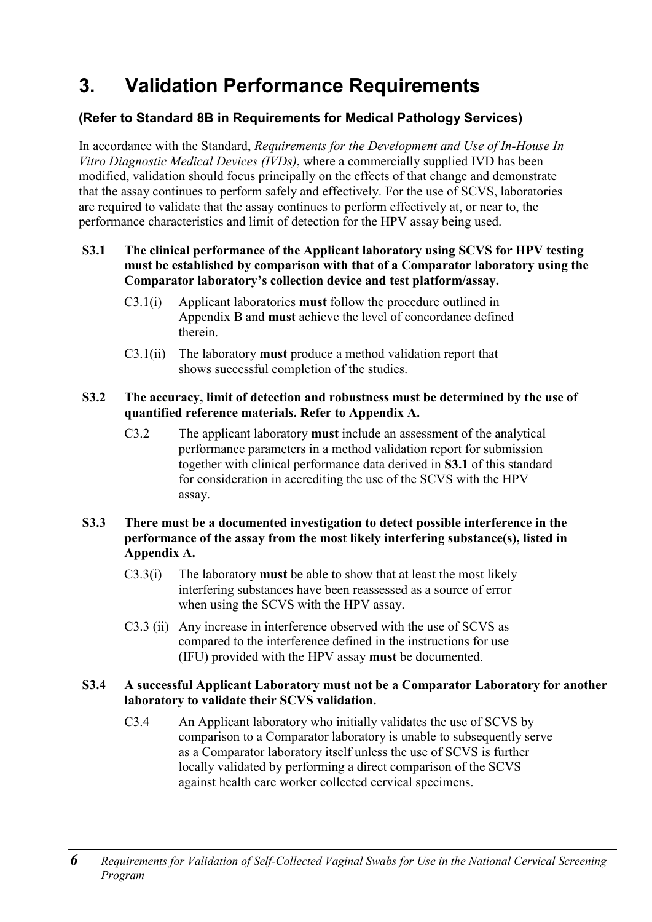# 3. Validation Performance Requirements

**(Refer to Standard 8B in Requirements for Medical Pathology Services)**

In accordance with the Standard, *Requirements for the Development and Use of In-House In Vitro Diagnostic Medical Devices (IVDs)*, where a commercially supplied IVD has been modified, validation should focus principally on the effects of that change and demonstrate that the assay continues to perform safely and effectively. For the use of SCVS, laboratories are required to validate that the assay continues to perform effectively at, or near to, the performance characteristics and limit of detection for the HPV assay being used.

**S3.1 The clinical performance of the Applicant laboratory using SCVS for HPV testing must be established by comparison with that of a Comparator laboratory using the Comparator laboratory's collection device and test platform/assay.**

C3.1(i) Applicant laboratories **must** follow the procedure outlined in Appendix B and **must** achieve the level of concordance defined therein.

C3.1(ii) The laboratory **must** produce a method validation report that shows successful completion of the studies.

**S3.2 The accuracy, limit of detection and robustness must be determined by the use of quantified reference materials. Refer to Appendix A.**

C3.2 The applicant laboratory **must** include an assessment of the analytical performance parameters in a method validation report for submission together with clinical performance data derived in **S3.1** of this standard for consideration in accrediting the use of the SCVS with the HPV assay.

**S3.3 There must be a documented investigation to detect possible interference in the performance of the assay from the most likely interfering substance(s), listed in Appendix A.**

C3.3(i) The laboratory **must** be able to show that at least the most likely interfering substances have been reassessed as a source of error when using the SCVS with the HPV assay.

C3.3 (ii) Any increase in interference observed with the use of SCVS as compared to the interference defined in the instructions for use (IFU) provided with the HPV assay **must** be documented.

**S3.4 A successful Applicant Laboratory must not be a Comparator Laboratory for another laboratory to validate their SCVS validation.**

C3.4 An Applicant laboratory who initially validates the use of SCVS by comparison to a Comparator laboratory is unable to subsequently serve as a Comparator laboratory itself unless the use of SCVS is further locally validated by performing a direct comparison of the SCVS against health care worker collected cervical specimens.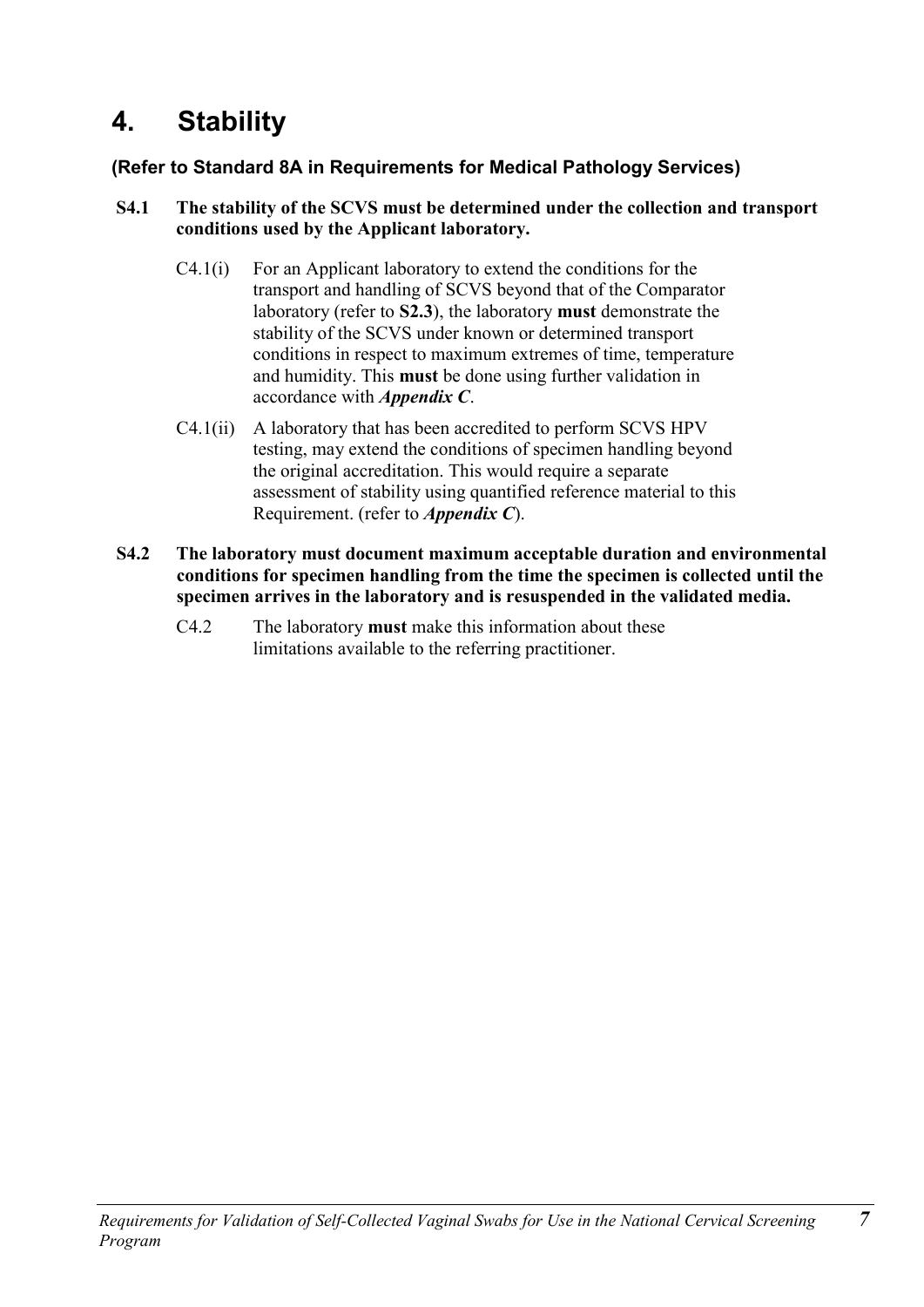# 4. Stability

### (Refer to Standard 8A in Requirements for Medical Pathology Services)

**S4.1 The stability of the SCVS must be determined under the collection and transport conditions used by the Applicant laboratory.**

C4.1(i) For an Applicant laboratory to extend the conditions for the transport and handling of SCVS beyond that of the Comparator laboratory (refer to **S2.3**), the laboratory **must** demonstrate the stability of the SCVS under known or determined transport conditions in respect to maximum extremes of time, temperature and humidity. This **must** be done using further validation in accordance with ***Appendix C***.

C4.1(ii) A laboratory that has been accredited to perform SCVS HPV testing, may extend the conditions of specimen handling beyond the original accreditation. This would require a separate assessment of stability using quantified reference material to this Requirement. (refer to ***Appendix C***).

**S4.2 The laboratory must document maximum acceptable duration and environmental conditions for specimen handling from the time the specimen is collected until the specimen arrives in the laboratory and is resuspended in the validated media.**

C4.2 The laboratory **must** make this information about these limitations available to the referring practitioner.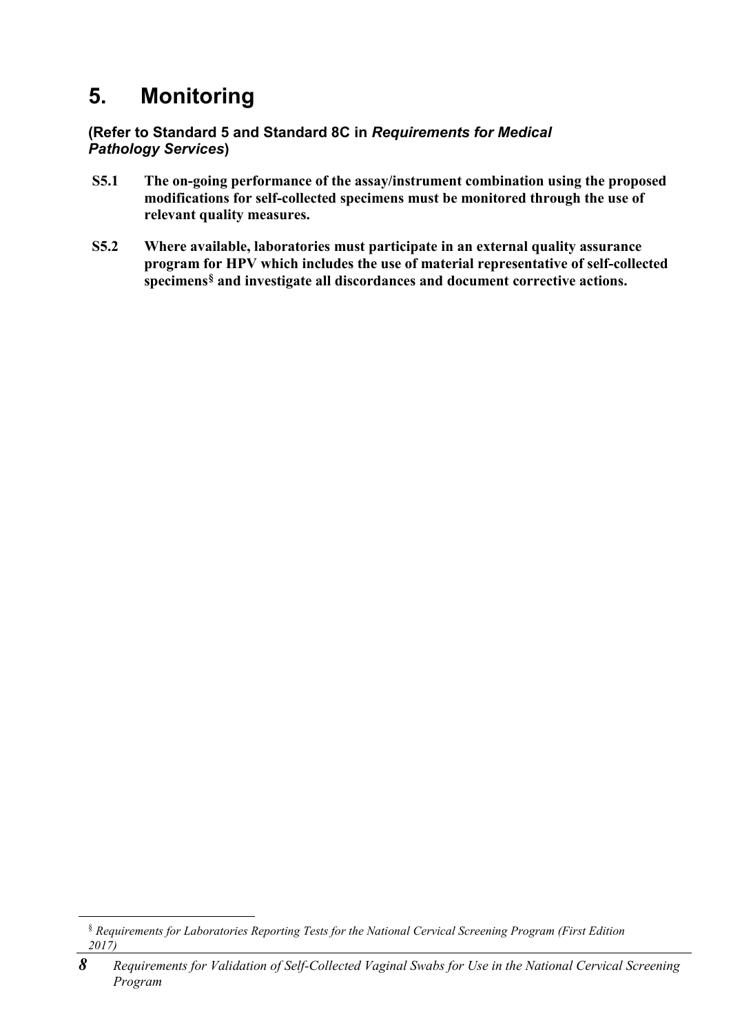# 5. Monitoring

**(Refer to Standard 5 and Standard 8C in *Requirements for Medical Pathology Services*)**

**S5.1** **The on-going performance of the assay/instrument combination using the proposed modifications for self-collected specimens must be monitored through the use of relevant quality measures.**

**S5.2** **Where available, laboratories must participate in an external quality assurance program for HPV which includes the use of material representative of self-collected specimens[§] and investigate all discordances and document corrective actions.**

---

[§] *Requirements for Laboratories Reporting Tests for the National Cervical Screening Program (First Edition 2017)*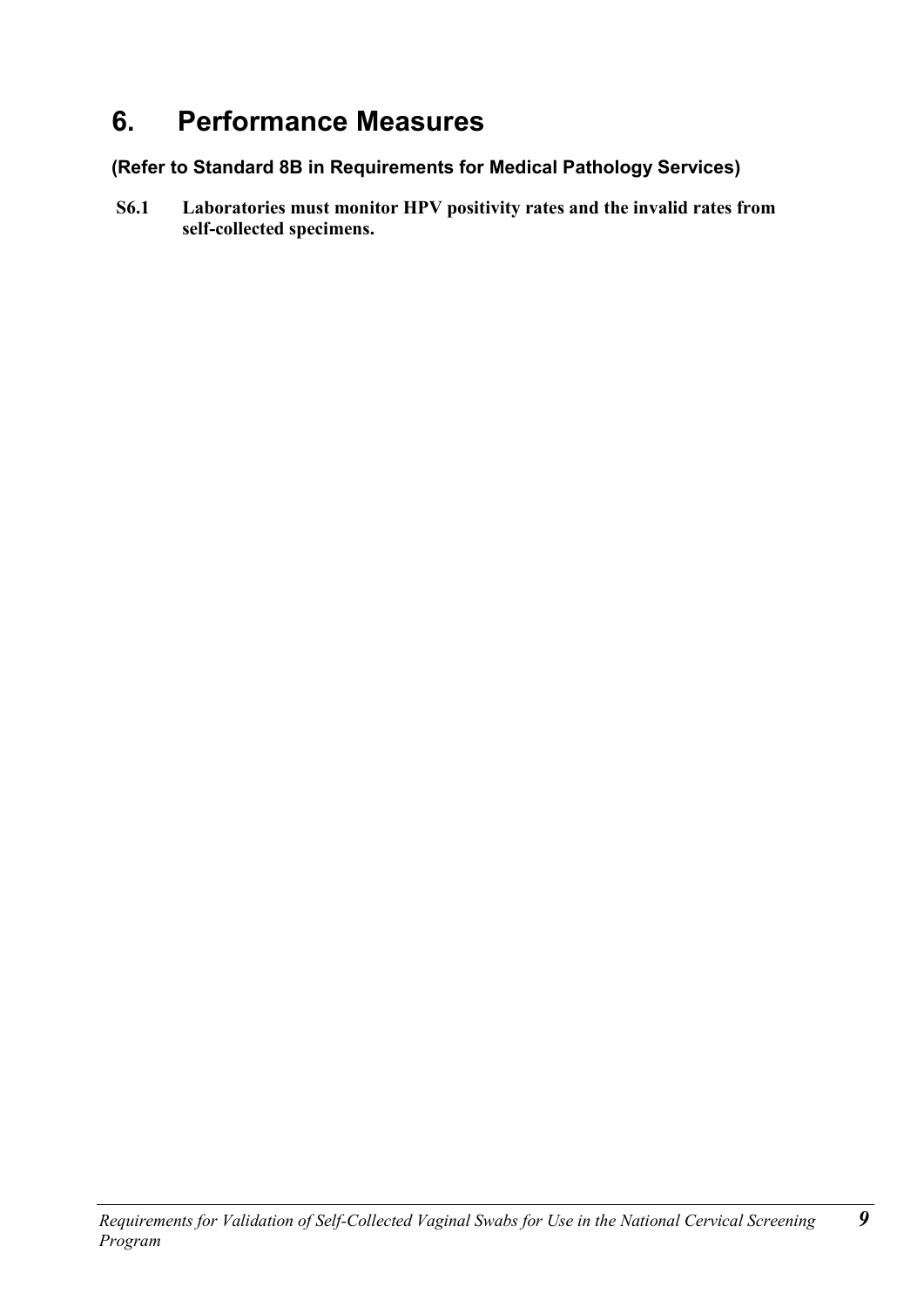# 6. Performance Measures

**(Refer to Standard 8B in Requirements for Medical Pathology Services)**

**S6.1 Laboratories must monitor HPV positivity rates and the invalid rates from self-collected specimens.**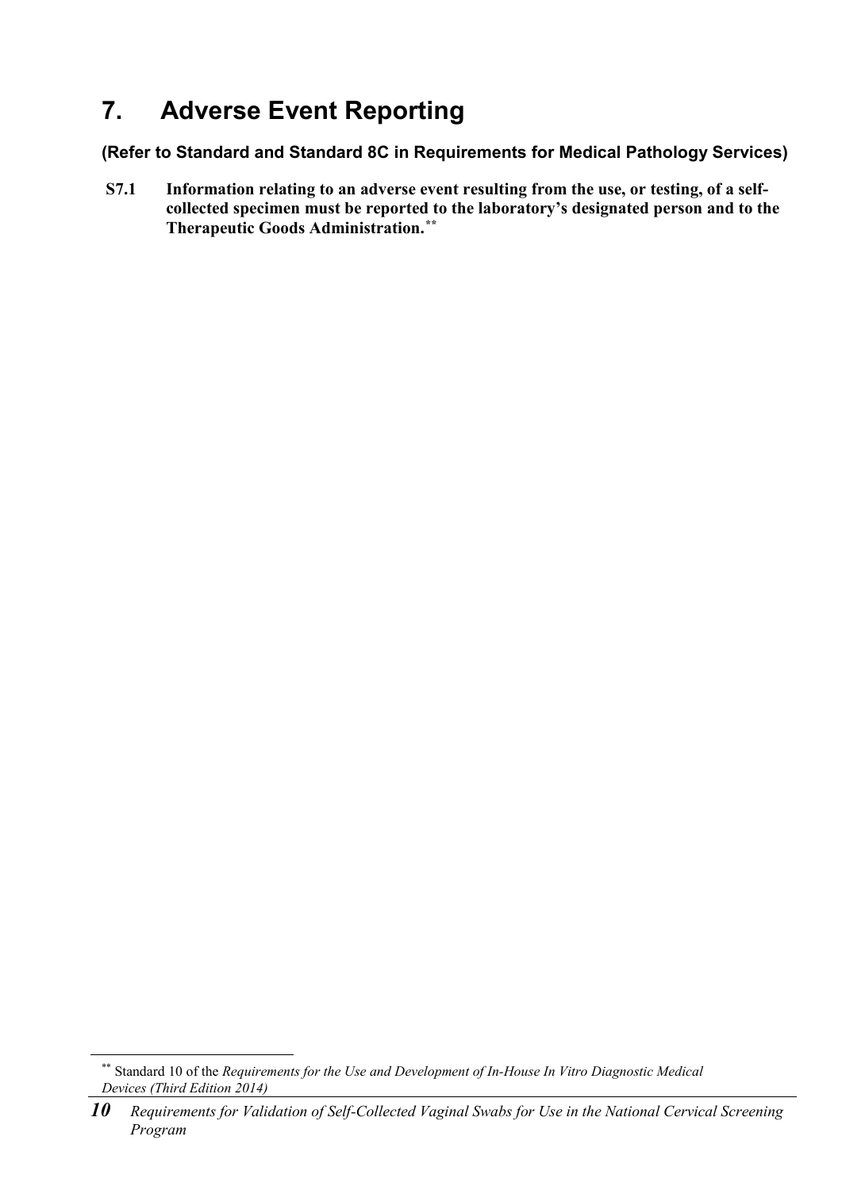# 7. Adverse Event Reporting

**(Refer to Standard and Standard 8C in Requirements for Medical Pathology Services)**

**S7.1 Information relating to an adverse event resulting from the use, or testing, of a self-collected specimen must be reported to the laboratory's designated person and to the Therapeutic Goods Administration.**[**]

[**] Standard 10 of the *Requirements for the Use and Development of In-House In Vitro Diagnostic Medical Devices (Third Edition 2014)*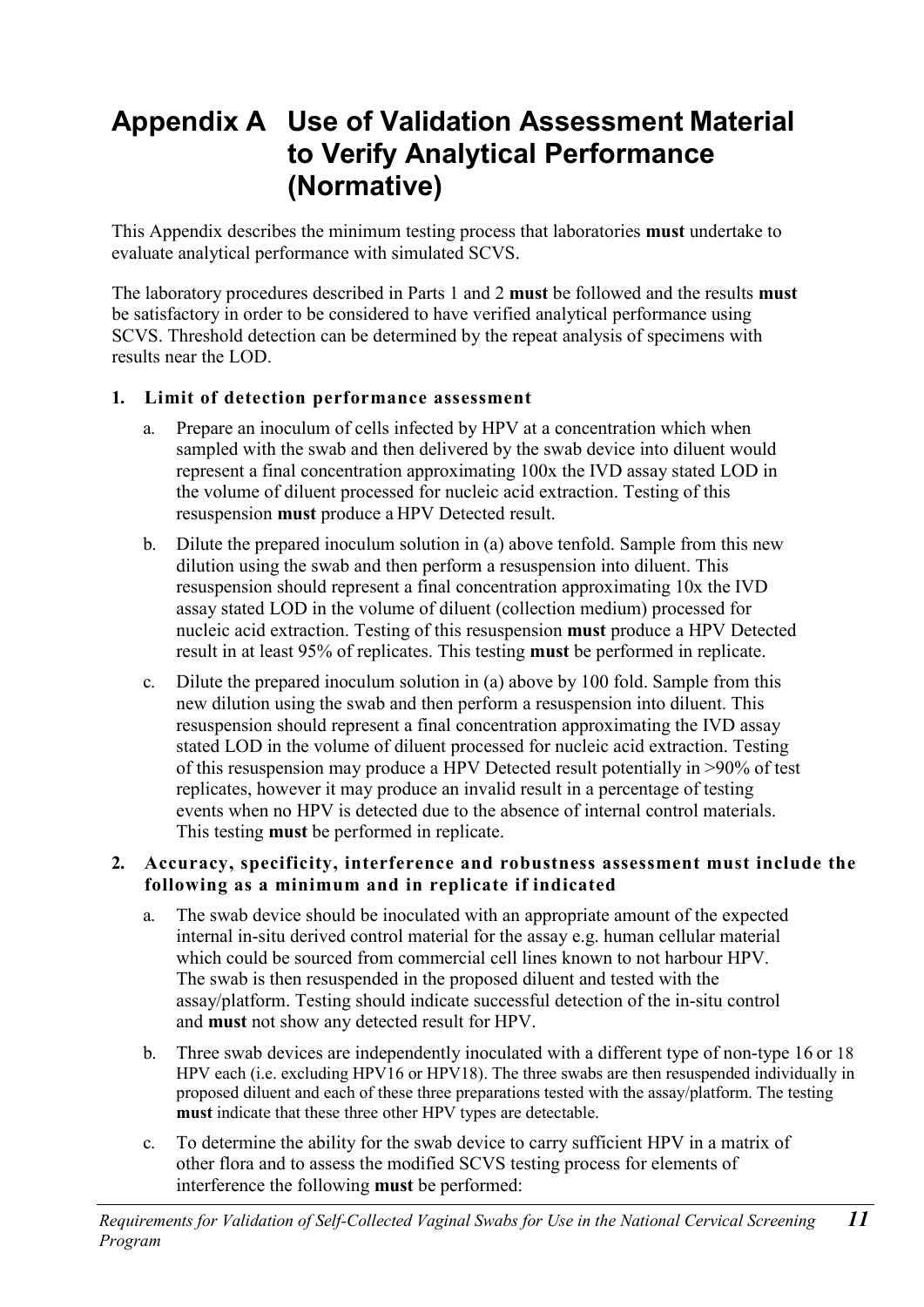# Appendix A Use of Validation Assessment Material to Verify Analytical Performance (Normative)

This Appendix describes the minimum testing process that laboratories **must** undertake to evaluate analytical performance with simulated SCVS.

The laboratory procedures described in Parts 1 and 2 **must** be followed and the results **must** be satisfactory in order to be considered to have verified analytical performance using SCVS. Threshold detection can be determined by the repeat analysis of specimens with results near the LOD.

**1. Limit of detection performance assessment**

a. Prepare an inoculum of cells infected by HPV at a concentration which when sampled with the swab and then delivered by the swab device into diluent would represent a final concentration approximating 100x the IVD assay stated LOD in the volume of diluent processed for nucleic acid extraction. Testing of this resuspension **must** produce a HPV Detected result.

b. Dilute the prepared inoculum solution in (a) above tenfold. Sample from this new dilution using the swab and then perform a resuspension into diluent. This resuspension should represent a final concentration approximating 10x the IVD assay stated LOD in the volume of diluent (collection medium) processed for nucleic acid extraction. Testing of this resuspension **must** produce a HPV Detected result in at least 95% of replicates. This testing **must** be performed in replicate.

c. Dilute the prepared inoculum solution in (a) above by 100 fold. Sample from this new dilution using the swab and then perform a resuspension into diluent. This resuspension should represent a final concentration approximating the IVD assay stated LOD in the volume of diluent processed for nucleic acid extraction. Testing of this resuspension may produce a HPV Detected result potentially in >90% of test replicates, however it may produce an invalid result in a percentage of testing events when no HPV is detected due to the absence of internal control materials. This testing **must** be performed in replicate.

**2. Accuracy, specificity, interference and robustness assessment must include the following as a minimum and in replicate if indicated**

a. The swab device should be inoculated with an appropriate amount of the expected internal in-situ derived control material for the assay e.g. human cellular material which could be sourced from commercial cell lines known to not harbour HPV. The swab is then resuspended in the proposed diluent and tested with the assay/platform. Testing should indicate successful detection of the in-situ control and **must** not show any detected result for HPV.

b. Three swab devices are independently inoculated with a different type of non-type 16 or 18 HPV each (i.e. excluding HPV16 or HPV18). The three swabs are then resuspended individually in proposed diluent and each of these three preparations tested with the assay/platform. The testing **must** indicate that these three other HPV types are detectable.

c. To determine the ability for the swab device to carry sufficient HPV in a matrix of other flora and to assess the modified SCVS testing process for elements of interference the following **must** be performed: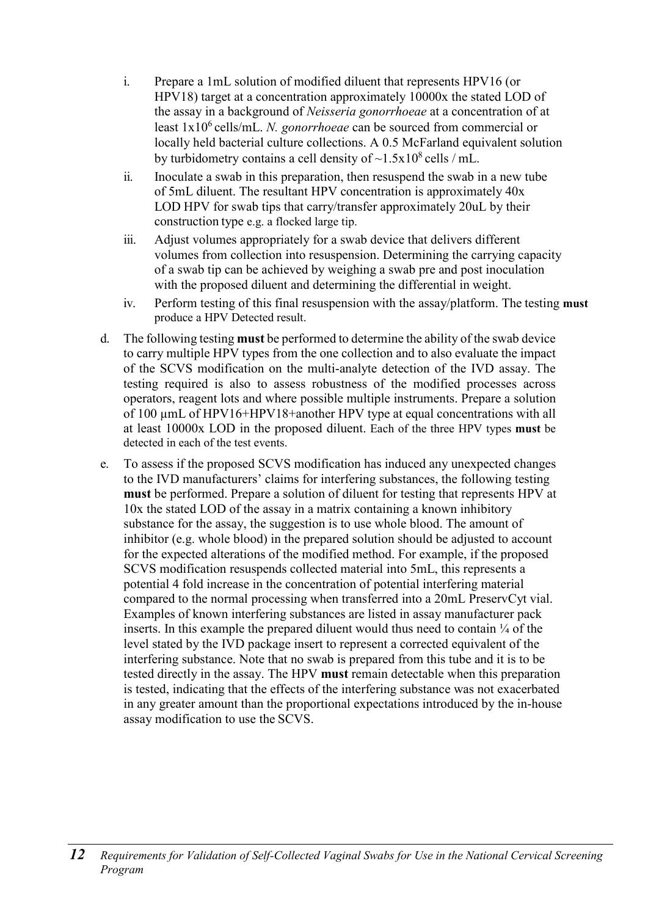i. Prepare a 1mL solution of modified diluent that represents HPV16 (or HPV18) target at a concentration approximately 10000x the stated LOD of the assay in a background of *Neisseria gonorrhoeae* at a concentration of at least $1x10^6$ cells/mL. *N. gonorrhoeae* can be sourced from commercial or locally held bacterial culture collections. A 0.5 McFarland equivalent solution by turbidometry contains a cell density of $\sim 1.5x10^8$ cells / mL.

ii. Inoculate a swab in this preparation, then resuspend the swab in a new tube of 5mL diluent. The resultant HPV concentration is approximately 40x LOD HPV for swab tips that carry/transfer approximately 20uL by their construction type e.g. a flocked large tip.

iii. Adjust volumes appropriately for a swab device that delivers different volumes from collection into resuspension. Determining the carrying capacity of a swab tip can be achieved by weighing a swab pre and post inoculation with the proposed diluent and determining the differential in weight.

iv. Perform testing of this final resuspension with the assay/platform. The testing **must** produce a HPV Detected result.

d. The following testing **must** be performed to determine the ability of the swab device to carry multiple HPV types from the one collection and to also evaluate the impact of the SCVS modification on the multi-analyte detection of the IVD assay. The testing required is also to assess robustness of the modified processes across operators, reagent lots and where possible multiple instruments. Prepare a solution of 100 µmL of HPV16+HPV18+another HPV type at equal concentrations with all at least 10000x LOD in the proposed diluent. Each of the three HPV types **must** be detected in each of the test events.

e. To assess if the proposed SCVS modification has induced any unexpected changes to the IVD manufacturers' claims for interfering substances, the following testing **must** be performed. Prepare a solution of diluent for testing that represents HPV at 10x the stated LOD of the assay in a matrix containing a known inhibitory substance for the assay, the suggestion is to use whole blood. The amount of inhibitor (e.g. whole blood) in the prepared solution should be adjusted to account for the expected alterations of the modified method. For example, if the proposed SCVS modification resuspends collected material into 5mL, this represents a potential 4 fold increase in the concentration of potential interfering material compared to the normal processing when transferred into a 20mL PreservCyt vial. Examples of known interfering substances are listed in assay manufacturer pack inserts. In this example the prepared diluent would thus need to contain ¼ of the level stated by the IVD package insert to represent a corrected equivalent of the interfering substance. Note that no swab is prepared from this tube and it is to be tested directly in the assay. The HPV **must** remain detectable when this preparation is tested, indicating that the effects of the interfering substance was not exacerbated in any greater amount than the proportional expectations introduced by the in-house assay modification to use the SCVS.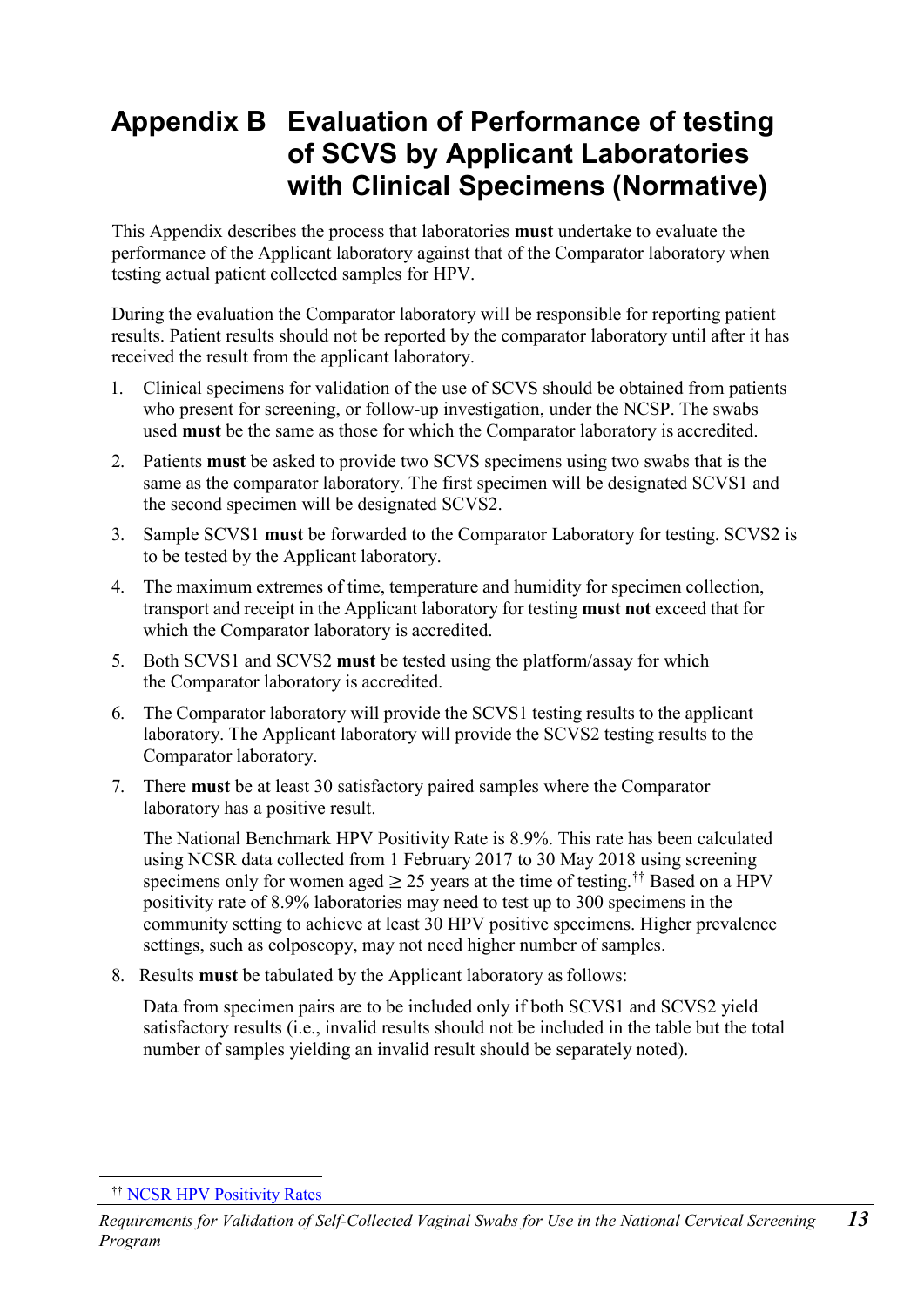# Appendix B Evaluation of Performance of testing of SCVS by Applicant Laboratories with Clinical Specimens (Normative)

This Appendix describes the process that laboratories **must** undertake to evaluate the performance of the Applicant laboratory against that of the Comparator laboratory when testing actual patient collected samples for HPV.

During the evaluation the Comparator laboratory will be responsible for reporting patient results. Patient results should not be reported by the comparator laboratory until after it has received the result from the applicant laboratory.

1. Clinical specimens for validation of the use of SCVS should be obtained from patients who present for screening, or follow-up investigation, under the NCSP. The swabs used **must** be the same as those for which the Comparator laboratory is accredited.
2. Patients **must** be asked to provide two SCVS specimens using two swabs that is the same as the comparator laboratory. The first specimen will be designated SCVS1 and the second specimen will be designated SCVS2.
3. Sample SCVS1 **must** be forwarded to the Comparator Laboratory for testing. SCVS2 is to be tested by the Applicant laboratory.
4. The maximum extremes of time, temperature and humidity for specimen collection, transport and receipt in the Applicant laboratory for testing **must not** exceed that for which the Comparator laboratory is accredited.
5. Both SCVS1 and SCVS2 **must** be tested using the platform/assay for which the Comparator laboratory is accredited.
6. The Comparator laboratory will provide the SCVS1 testing results to the applicant laboratory. The Applicant laboratory will provide the SCVS2 testing results to the Comparator laboratory.
7. There **must** be at least 30 satisfactory paired samples where the Comparator laboratory has a positive result.

   The National Benchmark HPV Positivity Rate is 8.9%. This rate has been calculated using NCSR data collected from 1 February 2017 to 30 May 2018 using screening specimens only for women aged ≥ 25 years at the time of testing.[††] Based on a HPV positivity rate of 8.9% laboratories may need to test up to 300 specimens in the community setting to achieve at least 30 HPV positive specimens. Higher prevalence settings, such as colposcopy, may not need higher number of samples.

8. Results **must** be tabulated by the Applicant laboratory as follows:

   Data from specimen pairs are to be included only if both SCVS1 and SCVS2 yield satisfactory results (i.e., invalid results should not be included in the table but the total number of samples yielding an invalid result should be separately noted).

[††] NCSR HPV Positivity Rates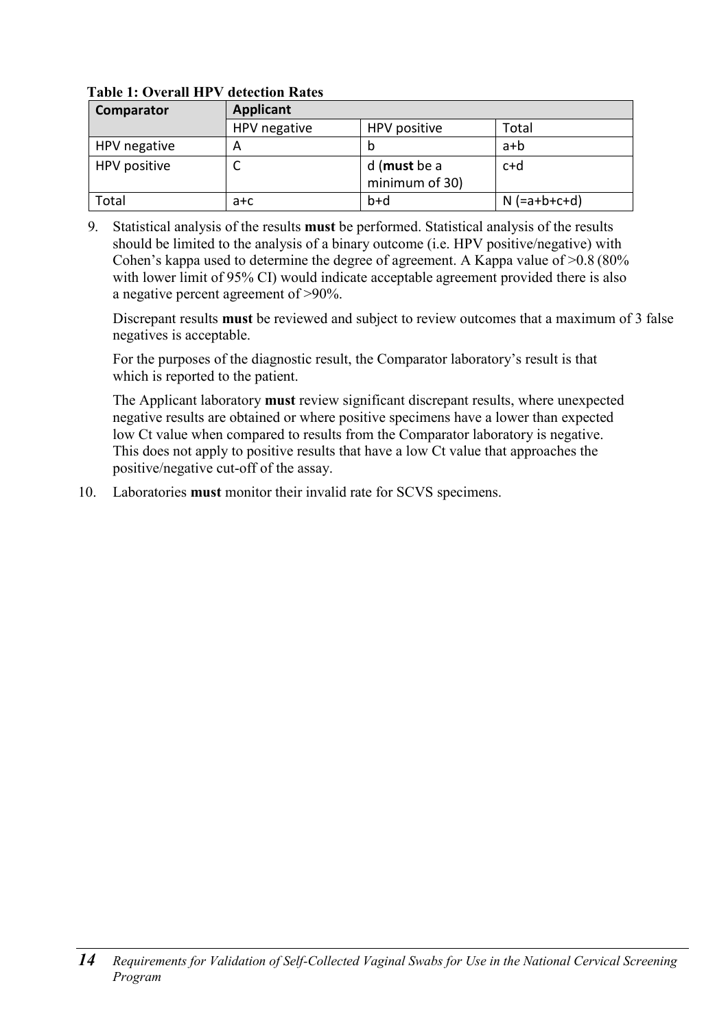**Table 1: Overall HPV detection Rates**

| **Comparator** | **Applicant** | | |
|---|---|---|---|
| | HPV negative | HPV positive | Total |
| HPV negative | A | b | a+b |
| HPV positive | C | d (**must** be a minimum of 30) | c+d |
| Total | a+c | b+d | N (=a+b+c+d) |

9. Statistical analysis of the results **must** be performed. Statistical analysis of the results should be limited to the analysis of a binary outcome (i.e. HPV positive/negative) with Cohen's kappa used to determine the degree of agreement. A Kappa value of >0.8 (80% with lower limit of 95% CI) would indicate acceptable agreement provided there is also a negative percent agreement of >90%.

   Discrepant results **must** be reviewed and subject to review outcomes that a maximum of 3 false negatives is acceptable.

   For the purposes of the diagnostic result, the Comparator laboratory's result is that which is reported to the patient.

   The Applicant laboratory **must** review significant discrepant results, where unexpected negative results are obtained or where positive specimens have a lower than expected low Ct value when compared to results from the Comparator laboratory is negative. This does not apply to positive results that have a low Ct value that approaches the positive/negative cut-off of the assay.

10. Laboratories **must** monitor their invalid rate for SCVS specimens.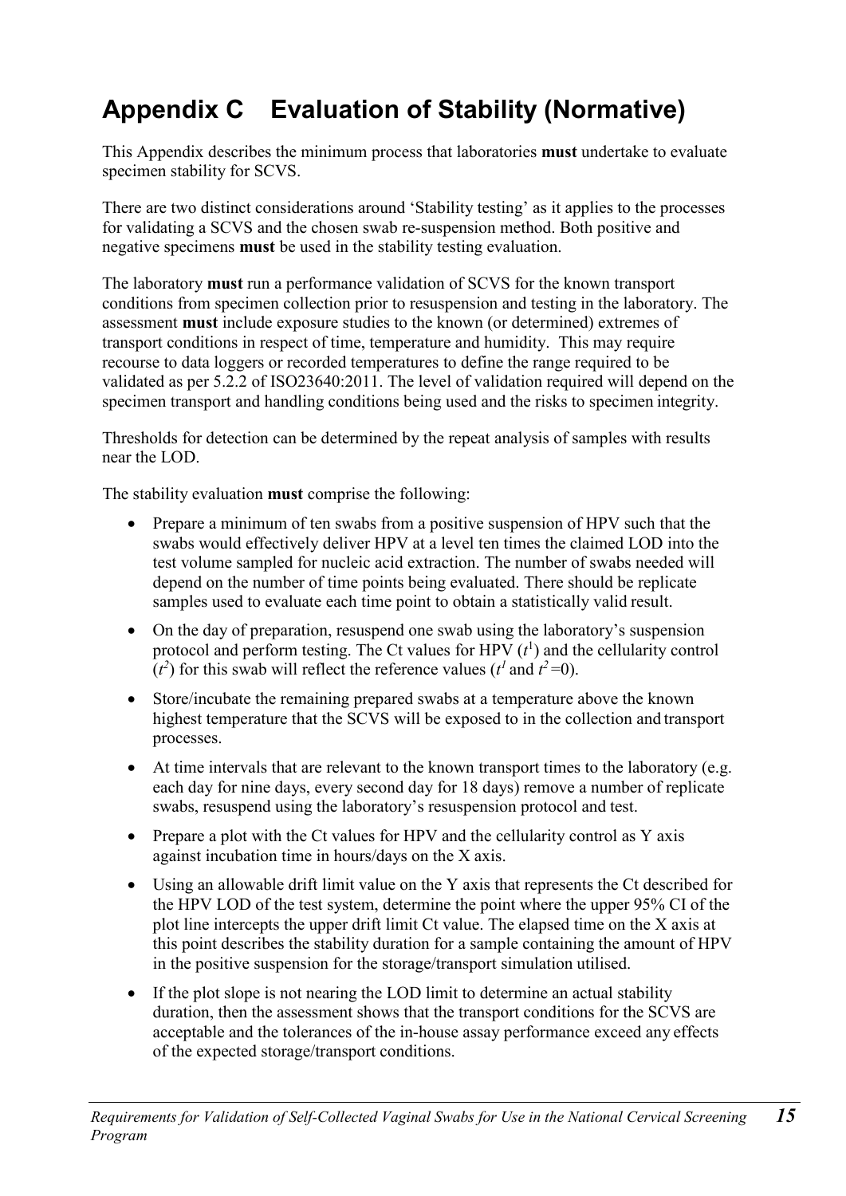# Appendix C Evaluation of Stability (Normative)

This Appendix describes the minimum process that laboratories **must** undertake to evaluate specimen stability for SCVS.

There are two distinct considerations around 'Stability testing' as it applies to the processes for validating a SCVS and the chosen swab re-suspension method. Both positive and negative specimens **must** be used in the stability testing evaluation.

The laboratory **must** run a performance validation of SCVS for the known transport conditions from specimen collection prior to resuspension and testing in the laboratory. The assessment **must** include exposure studies to the known (or determined) extremes of transport conditions in respect of time, temperature and humidity. This may require recourse to data loggers or recorded temperatures to define the range required to be validated as per 5.2.2 of ISO23640:2011. The level of validation required will depend on the specimen transport and handling conditions being used and the risks to specimen integrity.

Thresholds for detection can be determined by the repeat analysis of samples with results near the LOD.

The stability evaluation **must** comprise the following:

- Prepare a minimum of ten swabs from a positive suspension of HPV such that the swabs would effectively deliver HPV at a level ten times the claimed LOD into the test volume sampled for nucleic acid extraction. The number of swabs needed will depend on the number of time points being evaluated. There should be replicate samples used to evaluate each time point to obtain a statistically valid result.
- On the day of preparation, resuspend one swab using the laboratory's suspension protocol and perform testing. The Ct values for HPV ($t^1$) and the cellularity control ($t^2$) for this swab will reflect the reference values ($t^1$ and $t^2$=0).
- Store/incubate the remaining prepared swabs at a temperature above the known highest temperature that the SCVS will be exposed to in the collection and transport processes.
- At time intervals that are relevant to the known transport times to the laboratory (e.g. each day for nine days, every second day for 18 days) remove a number of replicate swabs, resuspend using the laboratory's resuspension protocol and test.
- Prepare a plot with the Ct values for HPV and the cellularity control as Y axis against incubation time in hours/days on the X axis.
- Using an allowable drift limit value on the Y axis that represents the Ct described for the HPV LOD of the test system, determine the point where the upper 95% CI of the plot line intercepts the upper drift limit Ct value. The elapsed time on the X axis at this point describes the stability duration for a sample containing the amount of HPV in the positive suspension for the storage/transport simulation utilised.
- If the plot slope is not nearing the LOD limit to determine an actual stability duration, then the assessment shows that the transport conditions for the SCVS are acceptable and the tolerances of the in-house assay performance exceed any effects of the expected storage/transport conditions.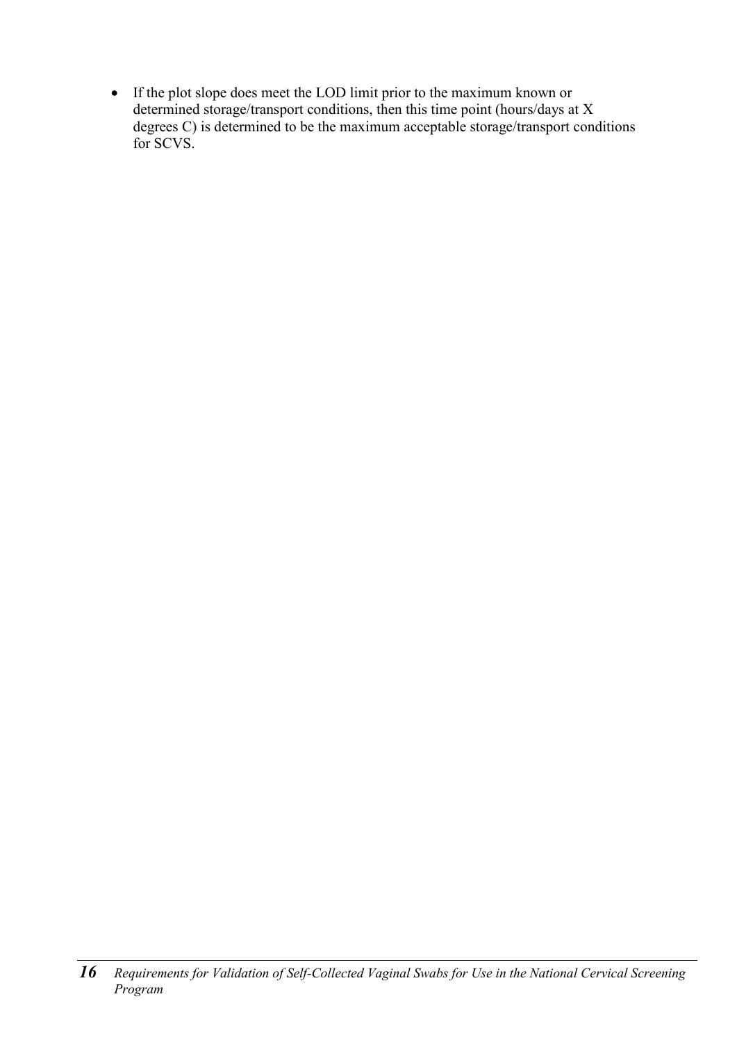- If the plot slope does meet the LOD limit prior to the maximum known or determined storage/transport conditions, then this time point (hours/days at X degrees C) is determined to be the maximum acceptable storage/transport conditions for SCVS.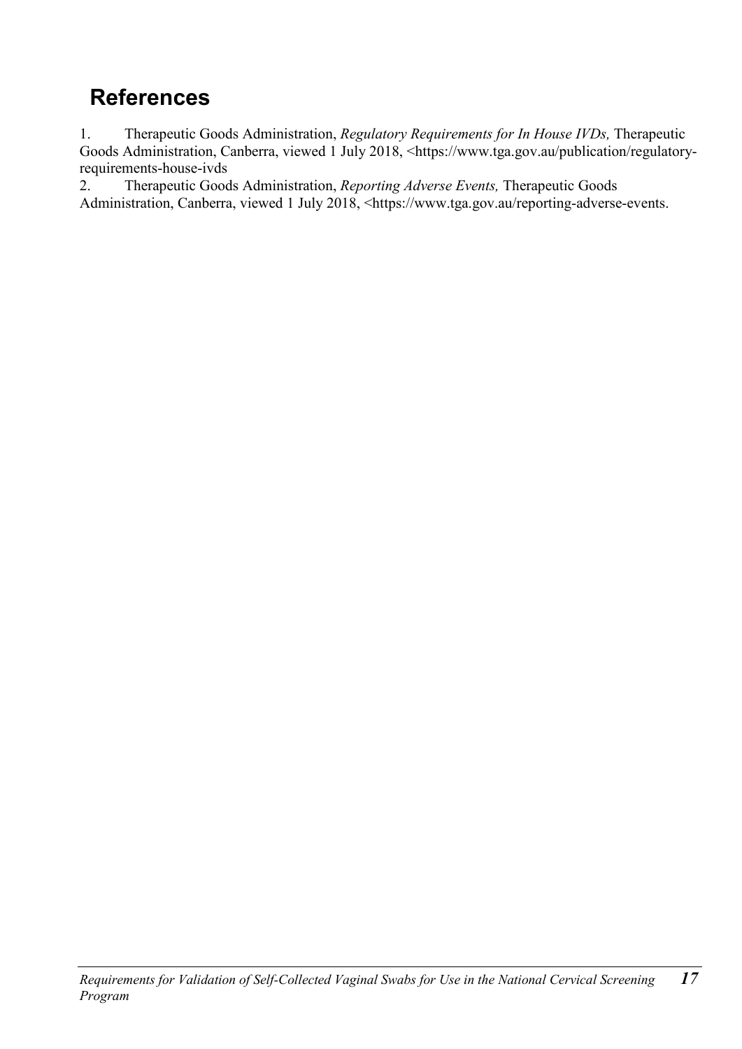# References

1. Therapeutic Goods Administration, *Regulatory Requirements for In House IVDs,* Therapeutic Goods Administration, Canberra, viewed 1 July 2018, <https://www.tga.gov.au/publication/regulatory-requirements-house-ivds
2. Therapeutic Goods Administration, *Reporting Adverse Events,* Therapeutic Goods Administration, Canberra, viewed 1 July 2018, <https://www.tga.gov.au/reporting-adverse-events.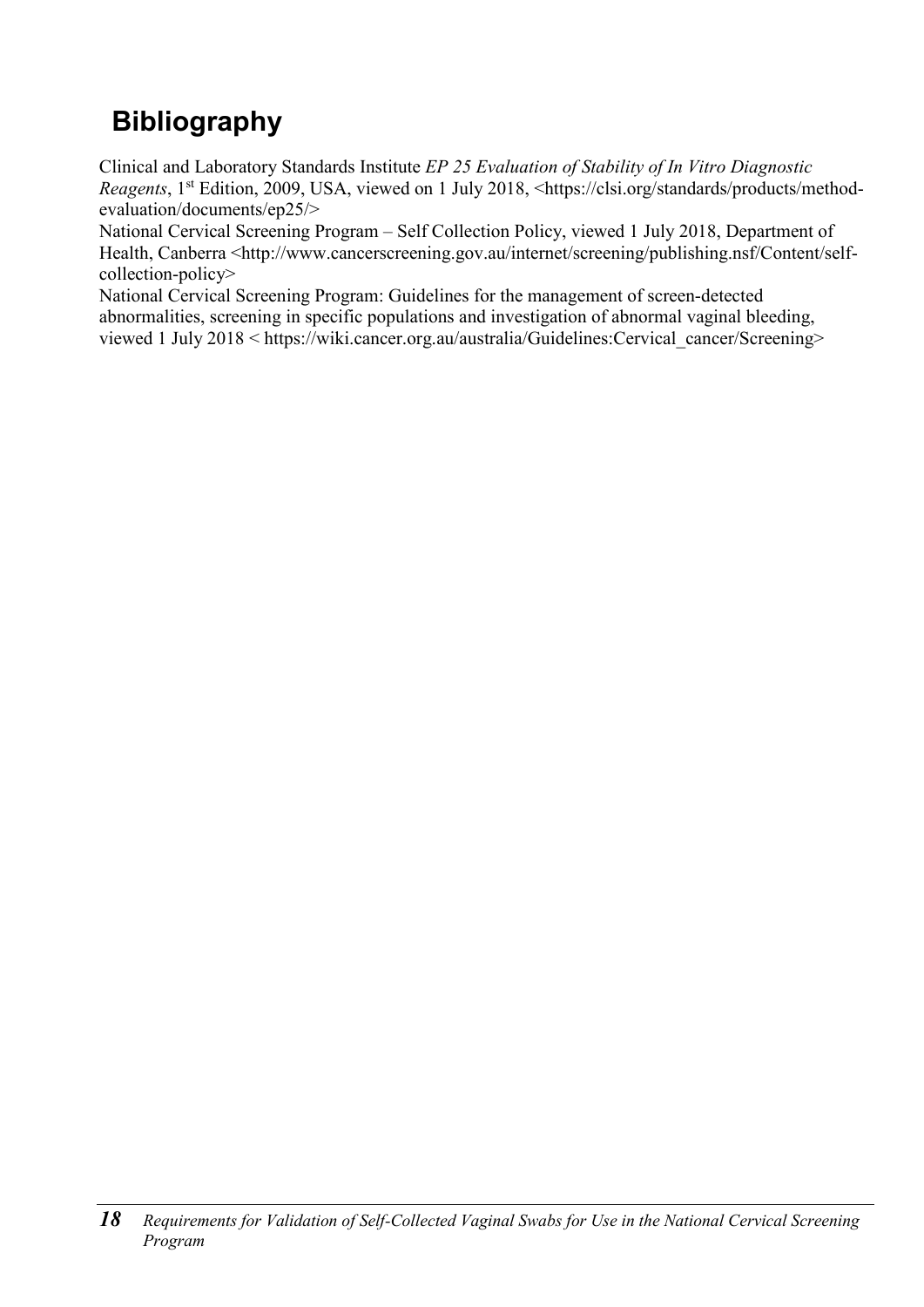# Bibliography

Clinical and Laboratory Standards Institute *EP 25 Evaluation of Stability of In Vitro Diagnostic Reagents*, 1st Edition, 2009, USA, viewed on 1 July 2018, <https://clsi.org/standards/products/method-evaluation/documents/ep25/>

National Cervical Screening Program – Self Collection Policy, viewed 1 July 2018, Department of Health, Canberra <http://www.cancerscreening.gov.au/internet/screening/publishing.nsf/Content/self-collection-policy>

National Cervical Screening Program: Guidelines for the management of screen-detected abnormalities, screening in specific populations and investigation of abnormal vaginal bleeding, viewed 1 July 2018 < https://wiki.cancer.org.au/australia/Guidelines:Cervical_cancer/Screening>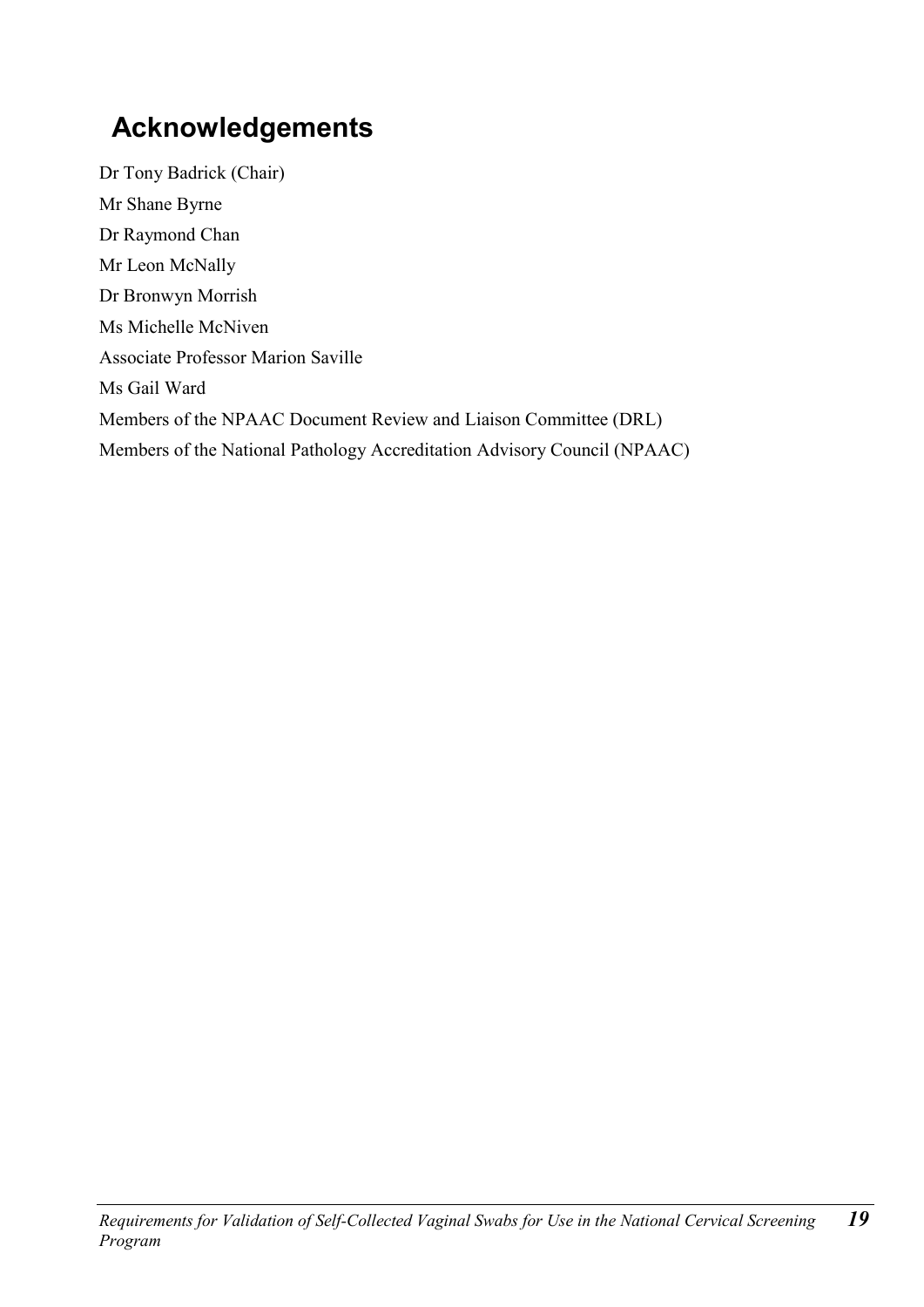# Acknowledgements

Dr Tony Badrick (Chair)

Mr Shane Byrne

Dr Raymond Chan

Mr Leon McNally

Dr Bronwyn Morrish

Ms Michelle McNiven

Associate Professor Marion Saville

Ms Gail Ward

Members of the NPAAC Document Review and Liaison Committee (DRL)

Members of the National Pathology Accreditation Advisory Council (NPAAC)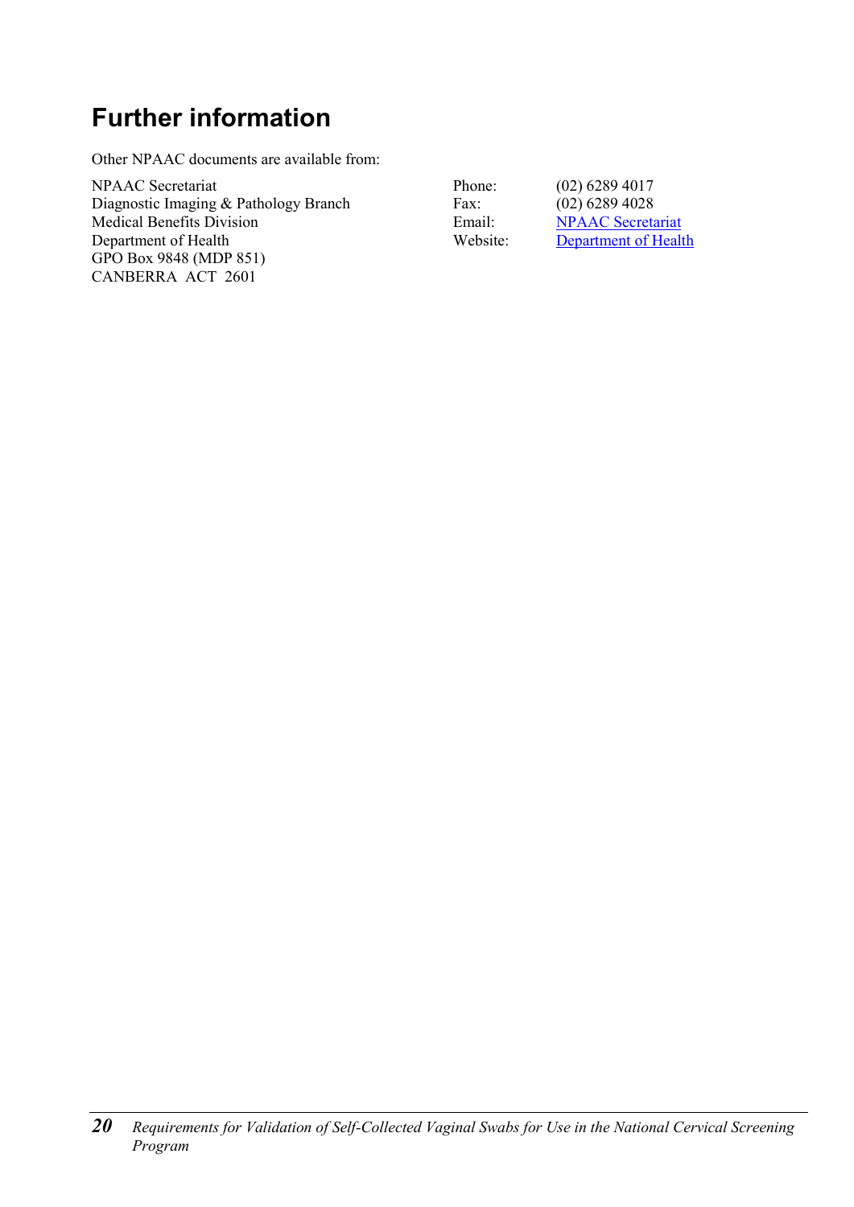# Further information

Other NPAAC documents are available from:

NPAAC Secretariat
Diagnostic Imaging & Pathology Branch
Medical Benefits Division
Department of Health
GPO Box 9848 (MDP 851)
CANBERRA ACT 2601

| | |
|---|---|
| Phone: | (02) 6289 4017 |
| Fax: | (02) 6289 4028 |
| Email: | NPAAC Secretariat |
| Website: | Department of Health |